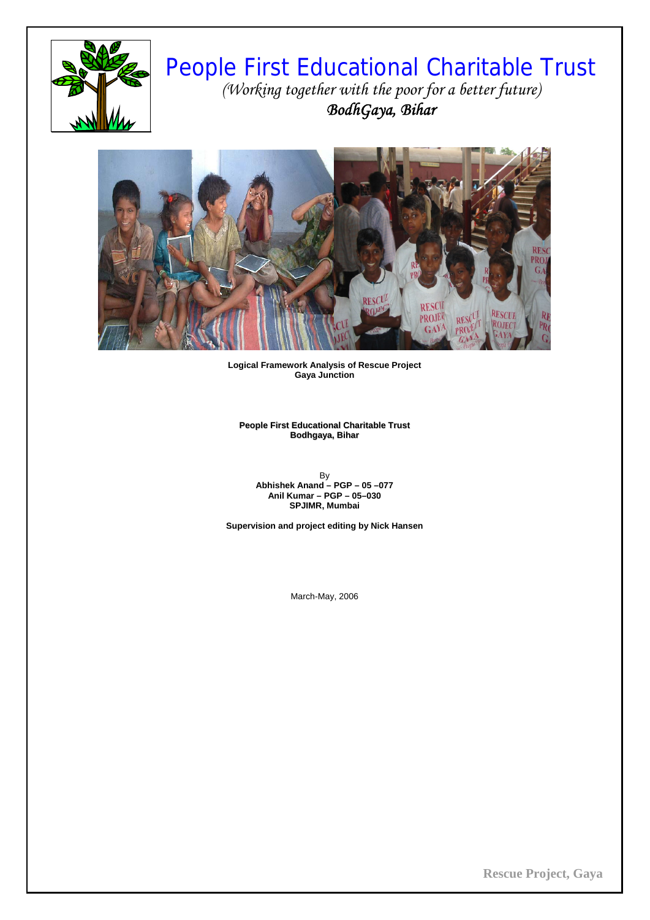# People First Educational Charitable Trust

*(Working together with the poor for a better future)*

*BodhGaya, Bihar*

**Logical Framework Analysis of Rescue Project**
**Gaya Junction**

**People First Educational Charitable Trust**
**Bodhgaya, Bihar**

By
**Abhishek Anand – PGP – 05 –077**
**Anil Kumar – PGP – 05–030**
**SPJIMR, Mumbai**

**Supervision and project editing by Nick Hansen**

March-May, 2006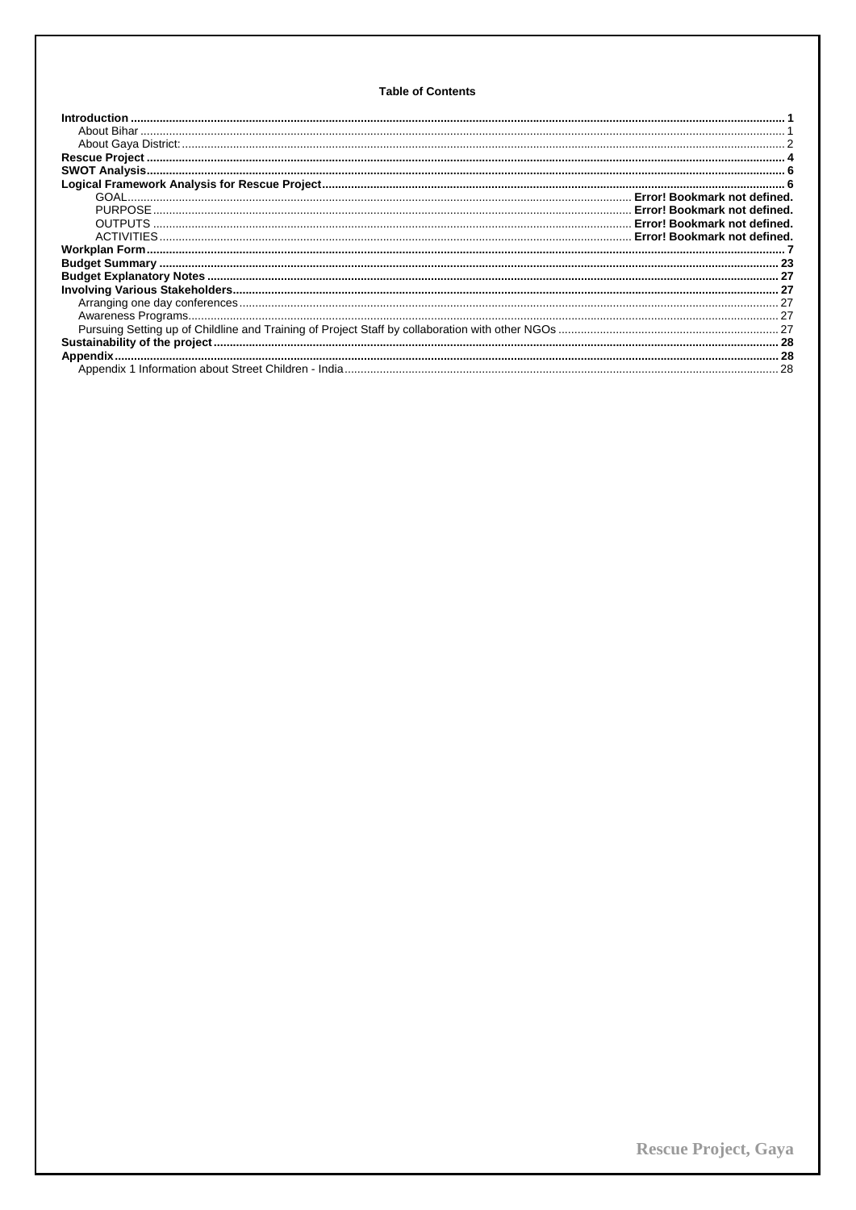**Table of Contents**

**Introduction** ..... **1**
- About Bihar ..... 1
- About Gaya District: ..... 2

**Rescue Project** ..... **4**

**SWOT Analysis** ..... **6**

**Logical Framework Analysis for Rescue Project** ..... **6**
- GOAL ..... **Error! Bookmark not defined.**
- PURPOSE ..... **Error! Bookmark not defined.**
- OUTPUTS ..... **Error! Bookmark not defined.**
- ACTIVITIES ..... **Error! Bookmark not defined.**

**Workplan Form** ..... **7**

**Budget Summary** ..... **23**

**Budget Explanatory Notes** ..... **27**

**Involving Various Stakeholders** ..... **27**
- Arranging one day conferences ..... 27
- Awareness Programs ..... 27
- Pursuing Setting up of Childline and Training of Project Staff by collaboration with other NGOs ..... 27

**Sustainability of the project** ..... **28**

**Appendix** ..... **28**
- Appendix 1 Information about Street Children - India ..... 28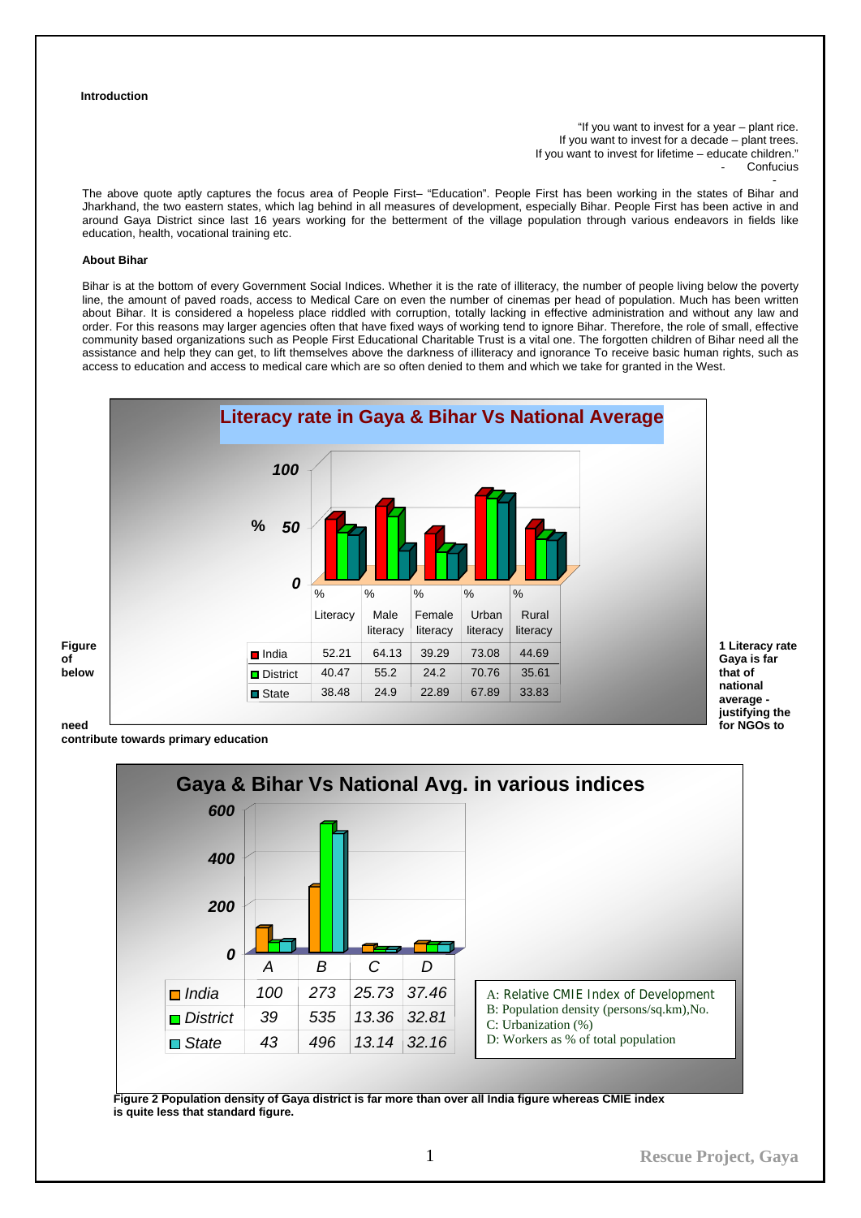**Introduction**

"If you want to invest for a year – plant rice.
If you want to invest for a decade – plant trees.
If you want to invest for lifetime – educate children."
- Confucius

The above quote aptly captures the focus area of People First– "Education". People First has been working in the states of Bihar and Jharkhand, the two eastern states, which lag behind in all measures of development, especially Bihar. People First has been active in and around Gaya District since last 16 years working for the betterment of the village population through various endeavors in fields like education, health, vocational training etc.

**About Bihar**

Bihar is at the bottom of every Government Social Indices. Whether it is the rate of illiteracy, the number of people living below the poverty line, the amount of paved roads, access to Medical Care on even the number of cinemas per head of population. Much has been written about Bihar. It is considered a hopeless place riddled with corruption, totally lacking in effective administration and without any law and order. For this reasons may larger agencies often that have fixed ways of working tend to ignore Bihar. Therefore, the role of small, effective community based organizations such as People First Educational Charitable Trust is a vital one. The forgotten children of Bihar need all the assistance and help they can get, to lift themselves above the darkness of illiteracy and ignorance To receive basic human rights, such as access to education and access to medical care which are so often denied to them and which we take for granted in the West.

**Literacy rate in Gaya & Bihar Vs National Average**

| | % Literacy | % Male literacy | % Female literacy | % Urban literacy | % Rural literacy |
|---|---|---|---|---|---|
| India | 52.21 | 64.13 | 39.29 | 73.08 | 44.69 |
| District | 40.47 | 55.2 | 24.2 | 70.76 | 35.61 |
| State | 38.48 | 24.9 | 22.89 | 67.89 | 33.83 |

**Figure 1 Literacy rate of Gaya is far below that of national average - justifying the need for NGOs to contribute towards primary education**

**Gaya & Bihar Vs National Avg. in various indices**

| | A | B | C | D |
|---|---|---|---|---|
| India | 100 | 273 | 25.73 | 37.46 |
| District | 39 | 535 | 13.36 | 32.81 |
| State | 43 | 496 | 13.14 | 32.16 |

A: Relative CMIE Index of Development
B: Population density (persons/sq.km),No.
C: Urbanization (%)
D: Workers as % of total population

**Figure 2 Population density of Gaya district is far more than over all India figure whereas CMIE index is quite less that standard figure.**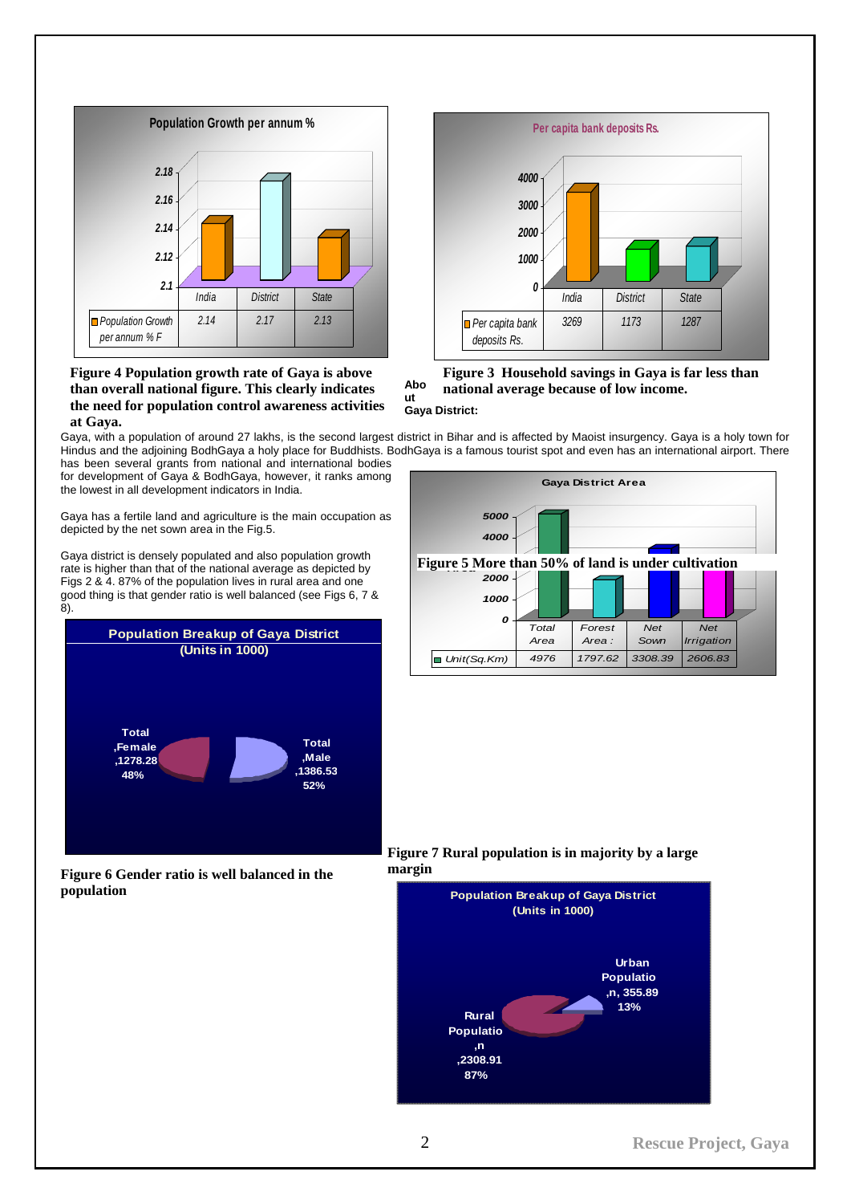**Population Growth per annum %**

| | India | District | State |
|---|---|---|---|
| Population Growth per annum % F | 2.14 | 2.17 | 2.13 |

**Figure 4 Population growth rate of Gaya is above than overall national figure. This clearly indicates the need for population control awareness activities at Gaya.**

**Per capita bank deposits Rs.**

| | India | District | State |
|---|---|---|---|
| Per capita bank deposits Rs. | 3269 | 1173 | 1287 |

**Figure 3 Household savings in Gaya is far less than national average because of low income.**

**About Gaya District:**

Gaya, with a population of around 27 lakhs, is the second largest district in Bihar and is affected by Maoist insurgency. Gaya is a holy town for Hindus and the adjoining BodhGaya a holy place for Buddhists. BodhGaya is a famous tourist spot and even has an international airport. There has been several grants from national and international bodies for development of Gaya & BodhGaya, however, it ranks among the lowest in all development indicators in India.

Gaya has a fertile land and agriculture is the main occupation as depicted by the net sown area in the Fig.5.

Gaya district is densely populated and also population growth rate is higher than that of the national average as depicted by Figs 2 & 4. 87% of the population lives in rural area and one good thing is that gender ratio is well balanced (see Figs 6, 7 & 8).

**Gaya District Area**

| | Total Area | Forest Area : | Net Sown | Net Irrigation |
|---|---|---|---|---|
| Unit(Sq.Km) | 4976 | 1797.62 | 3308.39 | 2606.83 |

**Figure 5 More than 50% of land is under cultivation**

**Population Breakup of Gaya District (Units in 1000)**

- Total ,Female ,1278.28 48%
- Total ,Male ,1386.53 52%

**Figure 6 Gender ratio is well balanced in the population**

**Figure 7 Rural population is in majority by a large margin**

**Population Breakup of Gaya District (Units in 1000)**

- Urban Populatio ,n, 355.89 13%
- Rural Populatio ,n ,2308.91 87%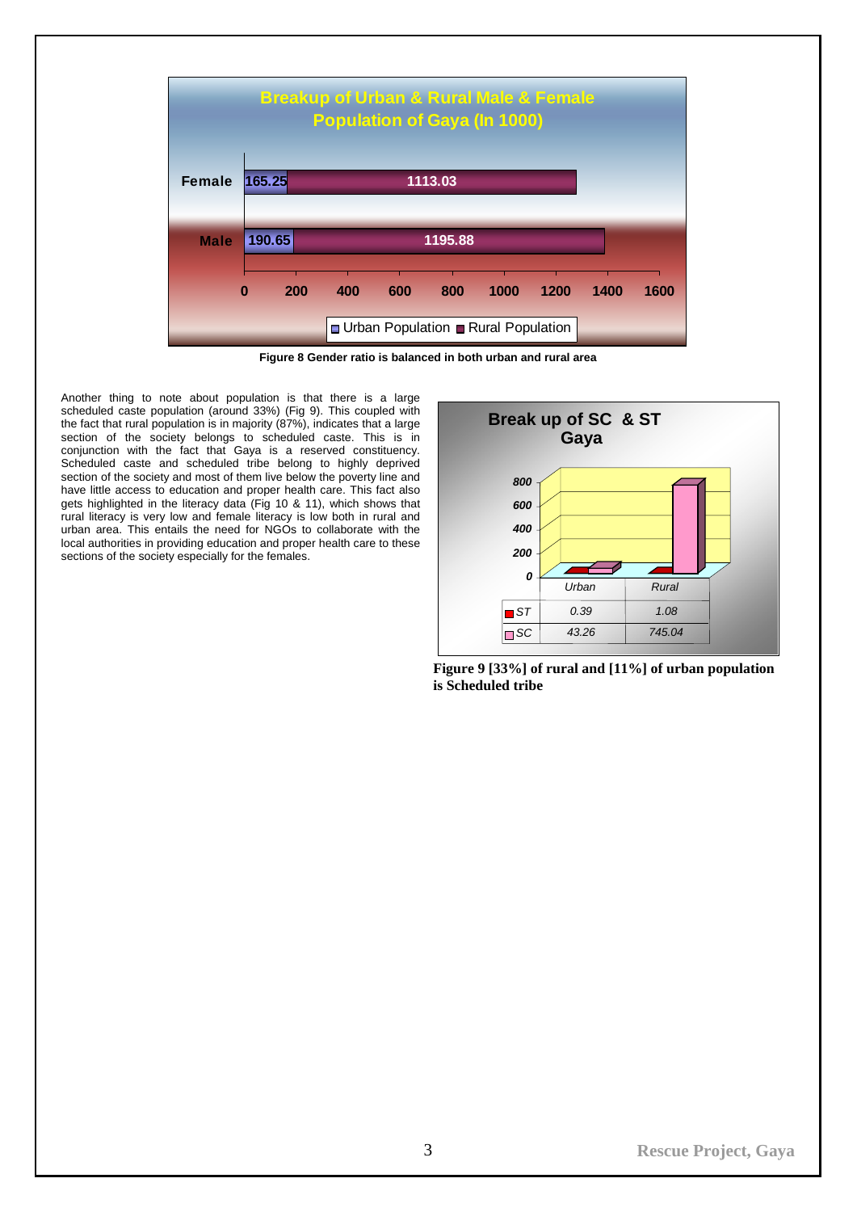**Breakup of Urban & Rural Male & Female Population of Gaya (In 1000)**

| | Urban Population | Rural Population |
|---|---|---|
| Female | 165.25 | 1113.03 |
| Male | 190.65 | 1195.88 |

Figure 8 Gender ratio is balanced in both urban and rural area

Another thing to note about population is that there is a large scheduled caste population (around 33%) (Fig 9). This coupled with the fact that rural population is in majority (87%), indicates that a large section of the society belongs to scheduled caste. This is in conjunction with the fact that Gaya is a reserved constituency. Scheduled caste and scheduled tribe belong to highly deprived section of the society and most of them live below the poverty line and have little access to education and proper health care. This fact also gets highlighted in the literacy data (Fig 10 & 11), which shows that rural literacy is very low and female literacy is low both in rural and urban area. This entails the need for NGOs to collaborate with the local authorities in providing education and proper health care to these sections of the society especially for the females.

**Break up of SC & ST Gaya**

| | Urban | Rural |
|---|---|---|
| ST | 0.39 | 1.08 |
| SC | 43.26 | 745.04 |

**Figure 9 [33%] of rural and [11%] of urban population is Scheduled tribe**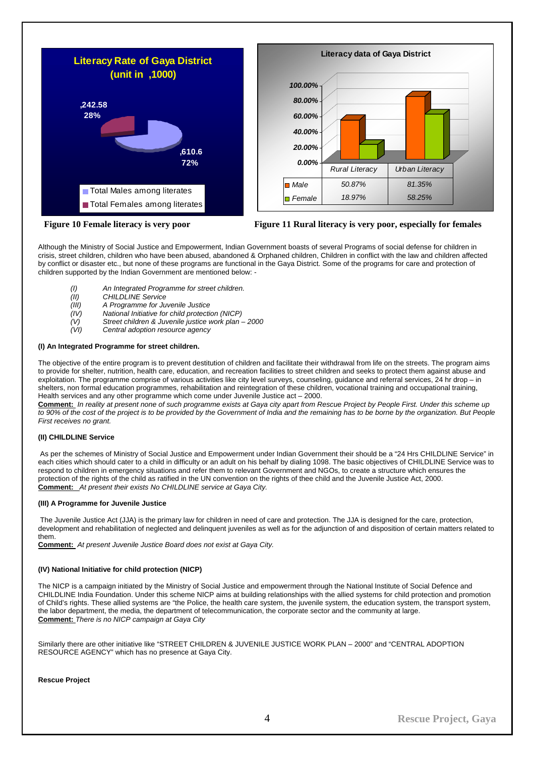**Literacy Rate of Gaya District (unit in ,1000)**

| | Value | Share |
|---|---|---|
| Total Males among literates | ,610.6 | 72% |
| Total Females among literates | ,242.58 | 28% |

**Figure 10 Female literacy is very poor**

**Literacy data of Gaya District**

| | Rural Literacy | Urban Literacy |
|---|---|---|
| Male | 50.87% | 81.35% |
| Female | 18.97% | 58.25% |

**Figure 11 Rural literacy is very poor, especially for females**

Although the Ministry of Social Justice and Empowerment, Indian Government boasts of several Programs of social defense for children in crisis, street children, children who have been abused, abandoned & Orphaned children, Children in conflict with the law and children affected by conflict or disaster etc., but none of these programs are functional in the Gaya District. Some of the programs for care and protection of children supported by the Indian Government are mentioned below: -

*(I)* *An Integrated Programme for street children.*
*(II)* *CHILDLINE Service*
*(III)* *A Programme for Juvenile Justice*
*(IV)* *National Initiative for child protection (NICP)*
*(V)* *Street children & Juvenile justice work plan – 2000*
*(VI)* *Central adoption resource agency*

**(I) An Integrated Programme for street children.**

The objective of the entire program is to prevent destitution of children and facilitate their withdrawal from life on the streets. The program aims to provide for shelter, nutrition, health care, education, and recreation facilities to street children and seeks to protect them against abuse and exploitation. The programme comprise of various activities like city level surveys, counseling, guidance and referral services, 24 hr drop – in shelters, non formal education programmes, rehabilitation and reintegration of these children, vocational training and occupational training, Health services and any other programme which come under Juvenile Justice act – 2000.
**Comment:** *In reality at present none of such programme exists at Gaya city apart from Rescue Project by People First. Under this scheme up to 90% of the cost of the project is to be provided by the Government of India and the remaining has to be borne by the organization. But People First receives no grant.*

**(II) CHILDLINE Service**

As per the schemes of Ministry of Social Justice and Empowerment under Indian Government their should be a "24 Hrs CHILDLINE Service" in each cities which should cater to a child in difficulty or an adult on his behalf by dialing 1098. The basic objectives of CHILDLINE Service was to respond to children in emergency situations and refer them to relevant Government and NGOs, to create a structure which ensures the protection of the rights of the child as ratified in the UN convention on the rights of thee child and the Juvenile Justice Act, 2000.
**Comment:** *At present their exists No CHILDLINE service at Gaya City.*

**(III) A Programme for Juvenile Justice**

The Juvenile Justice Act (JJA) is the primary law for children in need of care and protection. The JJA is designed for the care, protection, development and rehabilitation of neglected and delinquent juveniles as well as for the adjunction of and disposition of certain matters related to them.
**Comment:** *At present Juvenile Justice Board does not exist at Gaya City.*

**(IV) National Initiative for child protection (NICP)**

The NICP is a campaign initiated by the Ministry of Social Justice and empowerment through the National Institute of Social Defence and CHILDLINE India Foundation. Under this scheme NICP aims at building relationships with the allied systems for child protection and promotion of Child's rights. These allied systems are "the Police, the health care system, the juvenile system, the education system, the transport system, the labor department, the media, the department of telecommunication, the corporate sector and the community at large.
**Comment:** *There is no NICP campaign at Gaya City*

Similarly there are other initiative like "STREET CHILDREN & JUVENILE JUSTICE WORK PLAN – 2000" and "CENTRAL ADOPTION RESOURCE AGENCY" which has no presence at Gaya City.

**Rescue Project**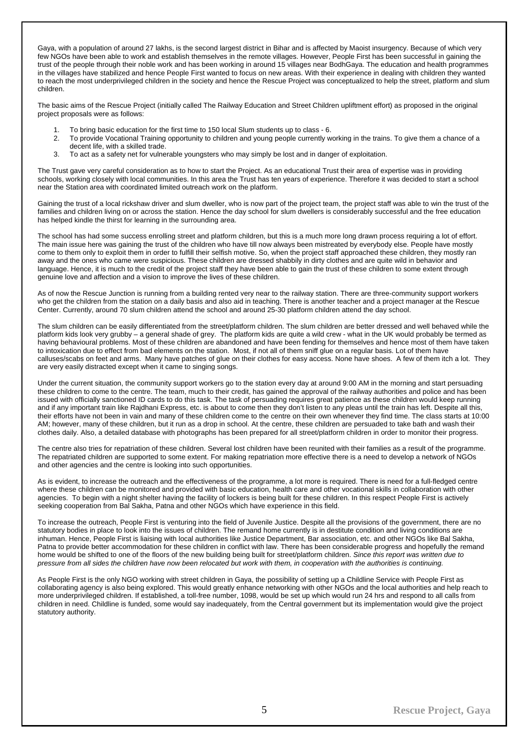Gaya, with a population of around 27 lakhs, is the second largest district in Bihar and is affected by Maoist insurgency. Because of which very few NGOs have been able to work and establish themselves in the remote villages. However, People First has been successful in gaining the trust of the people through their noble work and has been working in around 15 villages near BodhGaya. The education and health programmes in the villages have stabilized and hence People First wanted to focus on new areas. With their experience in dealing with children they wanted to reach the most underprivileged children in the society and hence the Rescue Project was conceptualized to help the street, platform and slum children.

The basic aims of the Rescue Project (initially called The Railway Education and Street Children upliftment effort) as proposed in the original project proposals were as follows:

1. To bring basic education for the first time to 150 local Slum students up to class - 6.
2. To provide Vocational Training opportunity to children and young people currently working in the trains. To give them a chance of a decent life, with a skilled trade.
3. To act as a safety net for vulnerable youngsters who may simply be lost and in danger of exploitation.

The Trust gave very careful consideration as to how to start the Project. As an educational Trust their area of expertise was in providing schools, working closely with local communities. In this area the Trust has ten years of experience. Therefore it was decided to start a school near the Station area with coordinated limited outreach work on the platform.

Gaining the trust of a local rickshaw driver and slum dweller, who is now part of the project team, the project staff was able to win the trust of the families and children living on or across the station. Hence the day school for slum dwellers is considerably successful and the free education has helped kindle the thirst for learning in the surrounding area.

The school has had some success enrolling street and platform children, but this is a much more long drawn process requiring a lot of effort. The main issue here was gaining the trust of the children who have till now always been mistreated by everybody else. People have mostly come to them only to exploit them in order to fulfill their selfish motive. So, when the project staff approached these children, they mostly ran away and the ones who came were suspicious. These children are dressed shabbily in dirty clothes and are quite wild in behavior and language. Hence, it is much to the credit of the project staff they have been able to gain the trust of these children to some extent through genuine love and affection and a vision to improve the lives of these children.

As of now the Rescue Junction is running from a building rented very near to the railway station. There are three-community support workers who get the children from the station on a daily basis and also aid in teaching. There is another teacher and a project manager at the Rescue Center. Currently, around 70 slum children attend the school and around 25-30 platform children attend the day school.

The slum children can be easily differentiated from the street/platform children. The slum children are better dressed and well behaved while the platform kids look very grubby – a general shade of grey. The platform kids are quite a wild crew - what in the UK would probably be termed as having behavioural problems. Most of these children are abandoned and have been fending for themselves and hence most of them have taken to intoxication due to effect from bad elements on the station. Most, if not all of them sniff glue on a regular basis. Lot of them have calluses/scabs on feet and arms. Many have patches of glue on their clothes for easy access. None have shoes. A few of them itch a lot. They are very easily distracted except when it came to singing songs.

Under the current situation, the community support workers go to the station every day at around 9:00 AM in the morning and start persuading these children to come to the centre. The team, much to their credit, has gained the approval of the railway authorities and police and has been issued with officially sanctioned ID cards to do this task. The task of persuading requires great patience as these children would keep running and if any important train like Rajdhani Express, etc. is about to come then they don't listen to any pleas until the train has left. Despite all this, their efforts have not been in vain and many of these children come to the centre on their own whenever they find time. The class starts at 10:00 AM; however, many of these children, but it run as a drop in school. At the centre, these children are persuaded to take bath and wash their clothes daily. Also, a detailed database with photographs has been prepared for all street/platform children in order to monitor their progress.

The centre also tries for repatriation of these children. Several lost children have been reunited with their families as a result of the programme. The repatriated children are supported to some extent. For making repatriation more effective there is a need to develop a network of NGOs and other agencies and the centre is looking into such opportunities.

As is evident, to increase the outreach and the effectiveness of the programme, a lot more is required. There is need for a full-fledged centre where these children can be monitored and provided with basic education, health care and other vocational skills in collaboration with other agencies. To begin with a night shelter having the facility of lockers is being built for these children. In this respect People First is actively seeking cooperation from Bal Sakha, Patna and other NGOs which have experience in this field.

To increase the outreach, People First is venturing into the field of Juvenile Justice. Despite all the provisions of the government, there are no statutory bodies in place to look into the issues of children. The remand home currently is in destitute condition and living conditions are inhuman. Hence, People First is liaising with local authorities like Justice Department, Bar association, etc. and other NGOs like Bal Sakha, Patna to provide better accommodation for these children in conflict with law. There has been considerable progress and hopefully the remand home would be shifted to one of the floors of the new building being built for street/platform children. *Since this report was written due to pressure from all sides the children have now been relocated but work with them, in cooperation with the authorities is continuing.*

As People First is the only NGO working with street children in Gaya, the possibility of setting up a Childline Service with People First as collaborating agency is also being explored. This would greatly enhance networking with other NGOs and the local authorities and help reach to more underprivileged children. If established, a toll-free number, 1098, would be set up which would run 24 hrs and respond to all calls from children in need. Childline is funded, some would say inadequately, from the Central government but its implementation would give the project statutory authority.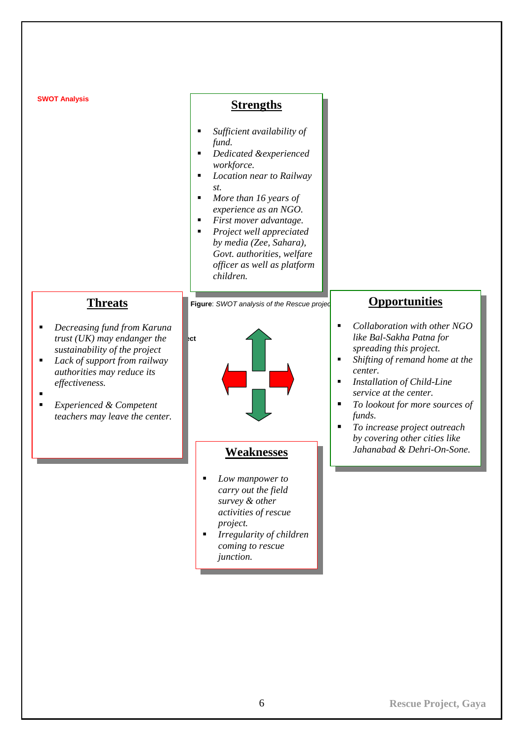**SWOT Analysis**

## Strengths

- *Sufficient availability of fund.*
- *Dedicated &experienced workforce.*
- *Location near to Railway st.*
- *More than 16 years of experience as an NGO.*
- *First mover advantage.*
- *Project well appreciated by media (Zee, Sahara), Govt. authorities, welfare officer as well as platform children.*

## Threats

- *Decreasing fund from Karuna trust (UK) may endanger the sustainability of the project*
- *Lack of support from railway authorities may reduce its effectiveness.*
- *Experienced & Competent teachers may leave the center.*

**Figure**: *SWOT analysis of the Rescue project*

## Opportunities

- *Collaboration with other NGO like Bal-Sakha Patna for spreading this project.*
- *Shifting of remand home at the center.*
- *Installation of Child-Line service at the center.*
- *To lookout for more sources of funds.*
- *To increase project outreach by covering other cities like Jahanabad & Dehri-On-Sone.*

## Weaknesses

- *Low manpower to carry out the field survey & other activities of rescue project.*
- *Irregularity of children coming to rescue junction.*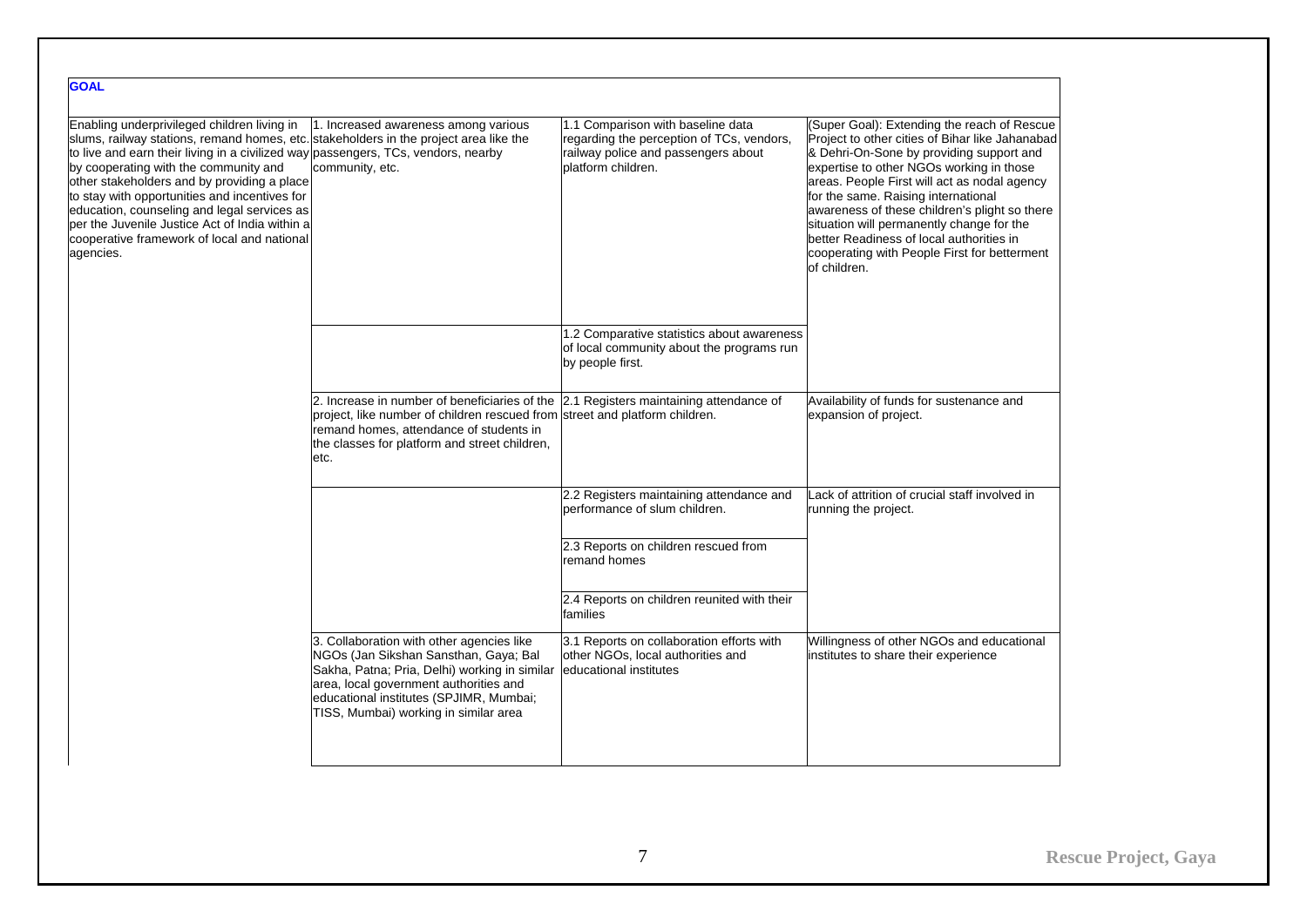**GOAL**

| | | | |
|---|---|---|---|
| Enabling underprivileged children living in slums, railway stations, remand homes, etc. to live and earn their living in a civilized way by cooperating with the community and other stakeholders and by providing a place to stay with opportunities and incentives for education, counseling and legal services as per the Juvenile Justice Act of India within a cooperative framework of local and national agencies. | 1. Increased awareness among various stakeholders in the project area like the passengers, TCs, vendors, nearby community, etc. | 1.1 Comparison with baseline data regarding the perception of TCs, vendors, railway police and passengers about platform children. | (Super Goal): Extending the reach of Rescue Project to other cities of Bihar like Jahanabad & Dehri-On-Sone by providing support and expertise to other NGOs working in those areas. People First will act as nodal agency for the same. Raising international awareness of these children's plight so there situation will permanently change for the better Readiness of local authorities in cooperating with People First for betterment of children. |
| | | 1.2 Comparative statistics about awareness of local community about the programs run by people first. | |
| | 2. Increase in number of beneficiaries of the project, like number of children rescued from remand homes, attendance of students in the classes for platform and street children, etc. | 2.1 Registers maintaining attendance of street and platform children. | Availability of funds for sustenance and expansion of project. |
| | | 2.2 Registers maintaining attendance and performance of slum children. | Lack of attrition of crucial staff involved in running the project. |
| | | 2.3 Reports on children rescued from remand homes | |
| | | 2.4 Reports on children reunited with their families | |
| | 3. Collaboration with other agencies like NGOs (Jan Sikshan Sansthan, Gaya; Bal Sakha, Patna; Pria, Delhi) working in similar area, local government authorities and educational institutes (SPJIMR, Mumbai; TISS, Mumbai) working in similar area | 3.1 Reports on collaboration efforts with other NGOs, local authorities and educational institutes | Willingness of other NGOs and educational institutes to share their experience |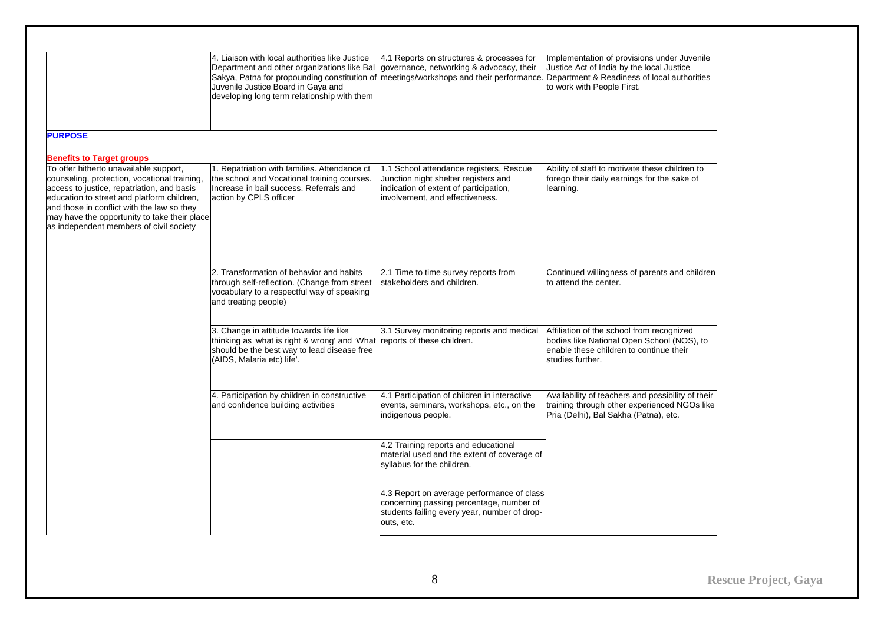| | | | |
|---|---|---|---|
| | 4. Liaison with local authorities like Justice Department and other organizations like Bal Sakya, Patna for propounding constitution of Juvenile Justice Board in Gaya and developing long term relationship with them | 4.1 Reports on structures & processes for governance, networking & advocacy, their meetings/workshops and their performance. | Implementation of provisions under Juvenile Justice Act of India by the local Justice Department & Readiness of local authorities to work with People First. |
| **PURPOSE** | | | |
| **Benefits to Target groups** | | | |
| To offer hitherto unavailable support, counseling, protection, vocational training, access to justice, repatriation, and basis education to street and platform children, and those in conflict with the law so they may have the opportunity to take their place as independent members of civil society | 1. Repatriation with families. Attendance ct the school and Vocational training courses. Increase in bail success. Referrals and action by CPLS officer | 1.1 School attendance registers, Rescue Junction night shelter registers and indication of extent of participation, involvement, and effectiveness. | Ability of staff to motivate these children to forego their daily earnings for the sake of learning. |
| | 2. Transformation of behavior and habits through self-reflection. (Change from street vocabulary to a respectful way of speaking and treating people) | 2.1 Time to time survey reports from stakeholders and children. | Continued willingness of parents and children to attend the center. |
| | 3. Change in attitude towards life like thinking as 'what is right & wrong' and 'What should be the best way to lead disease free (AIDS, Malaria etc) life'. | 3.1 Survey monitoring reports and medical reports of these children. | Affiliation of the school from recognized bodies like National Open School (NOS), to enable these children to continue their studies further. |
| | 4. Participation by children in constructive and confidence building activities | 4.1 Participation of children in interactive events, seminars, workshops, etc., on the indigenous people. | Availability of teachers and possibility of their training through other experienced NGOs like Pria (Delhi), Bal Sakha (Patna), etc. |
| | | 4.2 Training reports and educational material used and the extent of coverage of syllabus for the children. | |
| | | 4.3 Report on average performance of class concerning passing percentage, number of students failing every year, number of drop-outs, etc. | |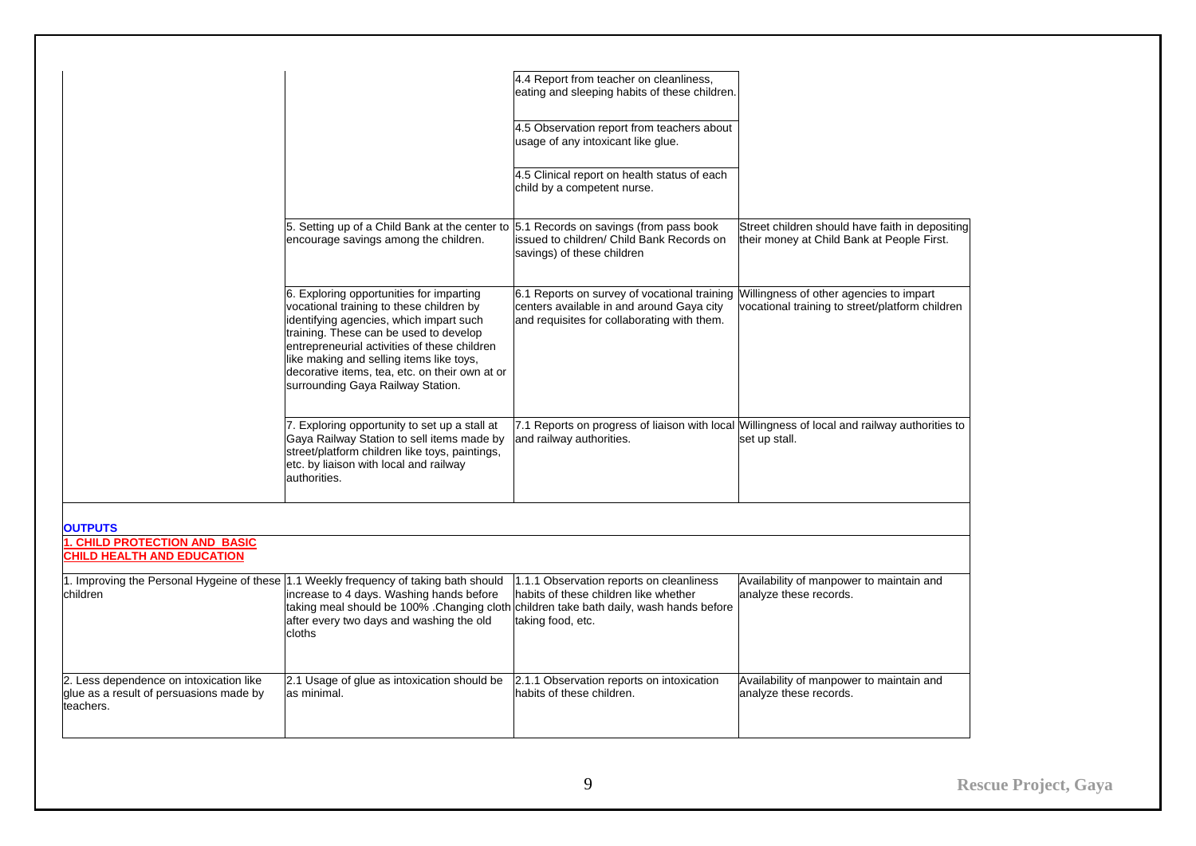| | | | |
|---|---|---|---|
| | | 4.4 Report from teacher on cleanliness, eating and sleeping habits of these children. | |
| | | 4.5 Observation report from teachers about usage of any intoxicant like glue. | |
| | | 4.5 Clinical report on health status of each child by a competent nurse. | |
| | 5. Setting up of a Child Bank at the center to encourage savings among the children. | 5.1 Records on savings (from pass book issued to children/ Child Bank Records on savings) of these children | Street children should have faith in depositing their money at Child Bank at People First. |
| | 6. Exploring opportunities for imparting vocational training to these children by identifying agencies, which impart such training. These can be used to develop entrepreneurial activities of these children like making and selling items like toys, decorative items, tea, etc. on their own at or surrounding Gaya Railway Station. | 6.1 Reports on survey of vocational training centers available in and around Gaya city and requisites for collaborating with them. | Willingness of other agencies to impart vocational training to street/platform children |
| | 7. Exploring opportunity to set up a stall at Gaya Railway Station to sell items made by street/platform children like toys, paintings, etc. by liaison with local and railway authorities. | 7.1 Reports on progress of liaison with local and railway authorities. | Willingness of local and railway authorities to set up stall. |
| **OUTPUTS** | | | |
| **1. CHILD PROTECTION AND BASIC CHILD HEALTH AND EDUCATION** | | | |
| 1. Improving the Personal Hygeine of these children | 1.1 Weekly frequency of taking bath should increase to 4 days. Washing hands before taking meal should be 100% .Changing cloth after every two days and washing the old cloths | 1.1.1 Observation reports on cleanliness habits of these children like whether children take bath daily, wash hands before taking food, etc. | Availability of manpower to maintain and analyze these records. |
| 2. Less dependence on intoxication like glue as a result of persuasions made by teachers. | 2.1 Usage of glue as intoxication should be as minimal. | 2.1.1 Observation reports on intoxication habits of these children. | Availability of manpower to maintain and analyze these records. |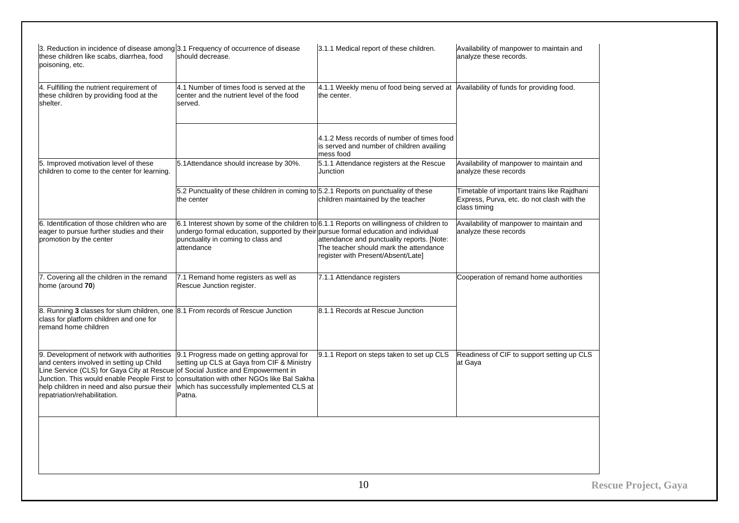| | | | |
|---|---|---|---|
| 3. Reduction in incidence of disease among these children like scabs, diarrhea, food poisoning, etc. | 3.1 Frequency of occurrence of disease should decrease. | 3.1.1 Medical report of these children. | Availability of manpower to maintain and analyze these records. |
| 4. Fulfilling the nutrient requirement of these children by providing food at the shelter. | 4.1 Number of times food is served at the center and the nutrient level of the food served. | 4.1.1 Weekly menu of food being served at the center. | Availability of funds for providing food. |
| | | 4.1.2 Mess records of number of times food is served and number of children availing mess food | |
| 5. Improved motivation level of these children to come to the center for learning. | 5.1Attendance should increase by 30%. | 5.1.1 Attendance registers at the Rescue Junction | Availability of manpower to maintain and analyze these records |
| | 5.2 Punctuality of these children in coming to the center | 5.2.1 Reports on punctuality of these children maintained by the teacher | Timetable of important trains like Rajdhani Express, Purva, etc. do not clash with the class timing |
| 6. Identification of those children who are eager to pursue further studies and their promotion by the center | 6.1 Interest shown by some of the children to undergo formal education, supported by their punctuality in coming to class and attendance | 6.1.1 Reports on willingness of children to pursue formal education and individual attendance and punctuality reports. [Note: The teacher should mark the attendance register with Present/Absent/Late] | Availability of manpower to maintain and analyze these records |
| 7. Covering all the children in the remand home (around **70**) | 7.1 Remand home registers as well as Rescue Junction register. | 7.1.1 Attendance registers | Cooperation of remand home authorities |
| 8. Running **3** classes for slum children, one class for platform children and one for remand home children | 8.1 From records of Rescue Junction | 8.1.1 Records at Rescue Junction | |
| 9. Development of network with authorities and centers involved in setting up Child Line Service (CLS) for Gaya City at Rescue Junction. This would enable People First to help children in need and also pursue their repatriation/rehabilitation. | 9.1 Progress made on getting approval for setting up CLS at Gaya from CIF & Ministry of Social Justice and Empowerment in consultation with other NGOs like Bal Sakha which has successfully implemented CLS at Patna. | 9.1.1 Report on steps taken to set up CLS | Readiness of CIF to support setting up CLS at Gaya |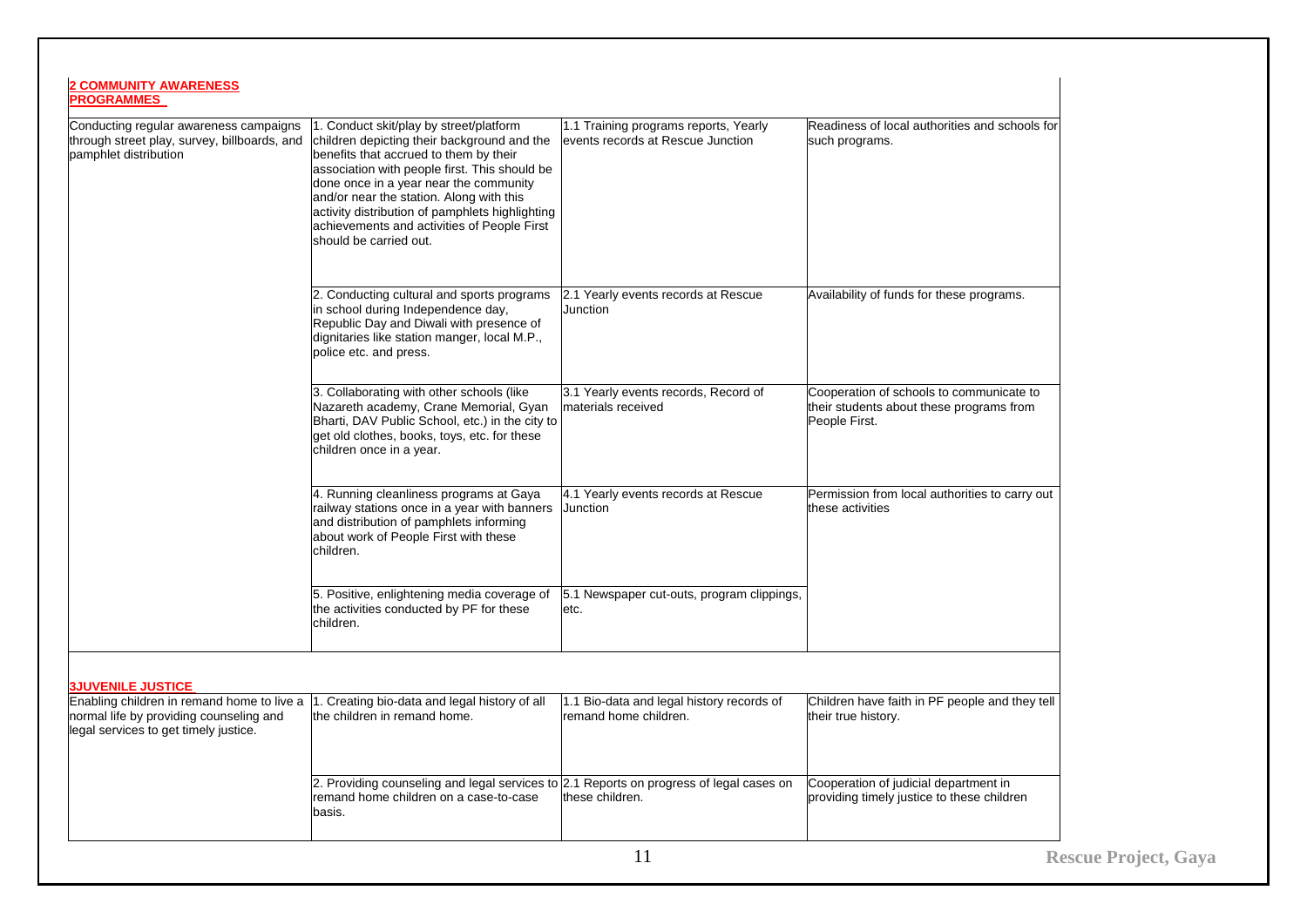| **2 COMMUNITY AWARENESS PROGRAMMES** | | | |
|---|---|---|---|
| Conducting regular awareness campaigns through street play, survey, billboards, and pamphlet distribution | 1. Conduct skit/play by street/platform children depicting their background and the benefits that accrued to them by their association with people first. This should be done once in a year near the community and/or near the station. Along with this activity distribution of pamphlets highlighting achievements and activities of People First should be carried out. | 1.1 Training programs reports, Yearly events records at Rescue Junction | Readiness of local authorities and schools for such programs. |
| | 2. Conducting cultural and sports programs in school during Independence day, Republic Day and Diwali with presence of dignitaries like station manger, local M.P., police etc. and press. | 2.1 Yearly events records at Rescue Junction | Availability of funds for these programs. |
| | 3. Collaborating with other schools (like Nazareth academy, Crane Memorial, Gyan Bharti, DAV Public School, etc.) in the city to get old clothes, books, toys, etc. for these children once in a year. | 3.1 Yearly events records, Record of materials received | Cooperation of schools to communicate to their students about these programs from People First. |
| | 4. Running cleanliness programs at Gaya railway stations once in a year with banners and distribution of pamphlets informing about work of People First with these children. | 4.1 Yearly events records at Rescue Junction | Permission from local authorities to carry out these activities |
| | 5. Positive, enlightening media coverage of the activities conducted by PF for these children. | 5.1 Newspaper cut-outs, program clippings, etc. | |
| **3JUVENILE JUSTICE** | | | |
| Enabling children in remand home to live a normal life by providing counseling and legal services to get timely justice. | 1. Creating bio-data and legal history of all the children in remand home. | 1.1 Bio-data and legal history records of remand home children. | Children have faith in PF people and they tell their true history. |
| | 2. Providing counseling and legal services to remand home children on a case-to-case basis. | 2.1 Reports on progress of legal cases on these children. | Cooperation of judicial department in providing timely justice to these children |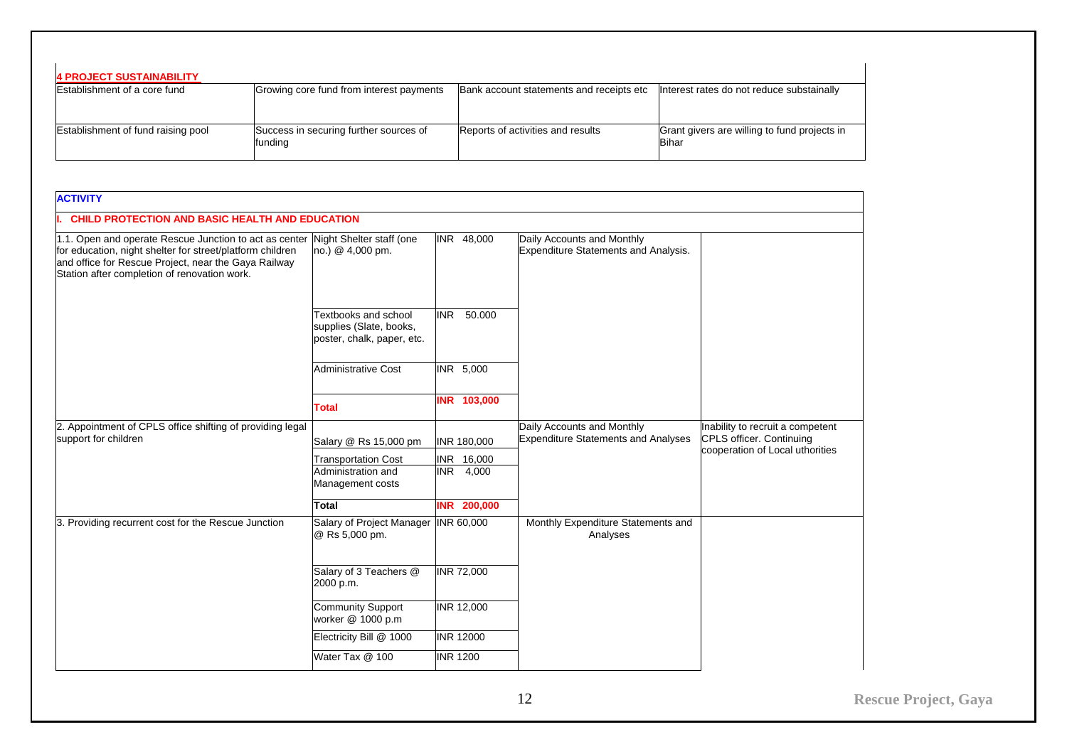| **4 PROJECT SUSTAINABILITY** | | | |
|---|---|---|---|
| Establishment of a core fund | Growing core fund from interest payments | Bank account statements and receipts etc | Interest rates do not reduce substainally |
| Establishment of fund raising pool | Success in securing further sources of funding | Reports of activities and results | Grant givers are willing to fund projects in Bihar |

| **ACTIVITY** | | | | |
|---|---|---|---|---|
| **I. CHILD PROTECTION AND BASIC HEALTH AND EDUCATION** | | | | |
| 1.1. Open and operate Rescue Junction to act as center for education, night shelter for street/platform children and office for Rescue Project, near the Gaya Railway Station after completion of renovation work. | Night Shelter staff (one no.) @ 4,000 pm. | INR 48,000 | Daily Accounts and Monthly Expenditure Statements and Analysis. | |
| | Textbooks and school supplies (Slate, books, poster, chalk, paper, etc. | INR 50.000 | | |
| | Administrative Cost | INR 5,000 | | |
| | **Total** | **INR 103,000** | | |
| 2. Appointment of CPLS office shifting of providing legal support for children | Salary @ Rs 15,000 pm | INR 180,000 | Daily Accounts and Monthly Expenditure Statements and Analyses | Inability to recruit a competent CPLS officer. Continuing cooperation of Local uthorities |
| | Transportation Cost | INR 16,000 | | |
| | Administration and Management costs | INR 4,000 | | |
| | **Total** | **INR 200,000** | | |
| 3. Providing recurrent cost for the Rescue Junction | Salary of Project Manager @ Rs 5,000 pm. | INR 60,000 | Monthly Expenditure Statements and Analyses | |
| | Salary of 3 Teachers @ 2000 p.m. | INR 72,000 | | |
| | Community Support worker @ 1000 p.m | INR 12,000 | | |
| | Electricity Bill @ 1000 | INR 12000 | | |
| | Water Tax @ 100 | INR 1200 | | |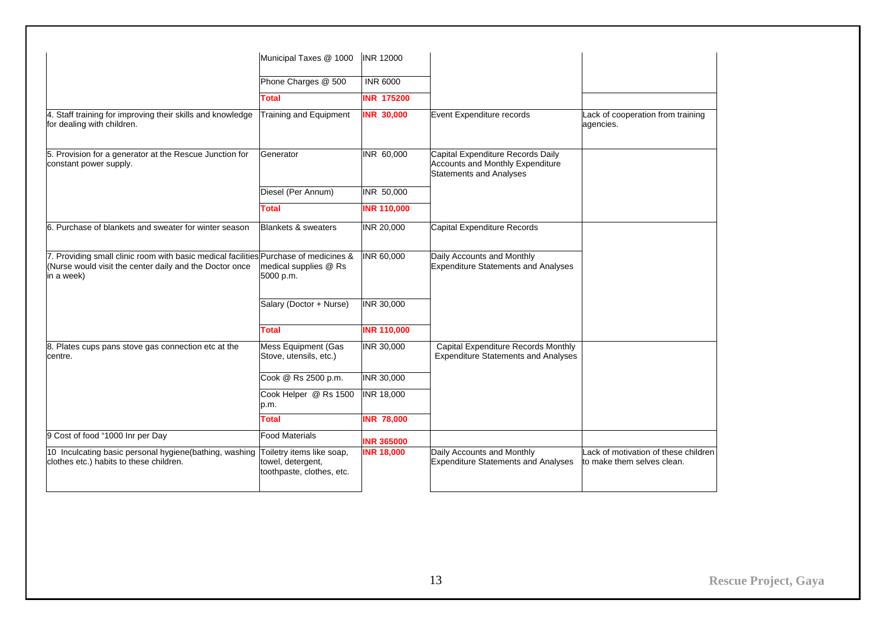| | | | | |
|---|---|---|---|---|
| | Municipal Taxes @ 1000 | INR 12000 | | |
| | Phone Charges @ 500 | INR 6000 | | |
| | **Total** | **INR 175200** | | |
| 4. Staff training for improving their skills and knowledge for dealing with children. | Training and Equipment | **INR 30,000** | Event Expenditure records | Lack of cooperation from training agencies. |
| 5. Provision for a generator at the Rescue Junction for constant power supply. | Generator | INR 60,000 | Capital Expenditure Records Daily Accounts and Monthly Expenditure Statements and Analyses | |
| | Diesel (Per Annum) | INR 50,000 | | |
| | **Total** | **INR 110,000** | | |
| 6. Purchase of blankets and sweater for winter season | Blankets & sweaters | INR 20,000 | Capital Expenditure Records | |
| 7. Providing small clinic room with basic medical facilities (Nurse would visit the center daily and the Doctor once in a week) | Purchase of medicines & medical supplies @ Rs 5000 p.m. | INR 60,000 | Daily Accounts and Monthly Expenditure Statements and Analyses | |
| | Salary (Doctor + Nurse) | INR 30,000 | | |
| | **Total** | **INR 110,000** | | |
| 8. Plates cups pans stove gas connection etc at the centre. | Mess Equipment (Gas Stove, utensils, etc.) | INR 30,000 | Capital Expenditure Records Monthly Expenditure Statements and Analyses | |
| | Cook @ Rs 2500 p.m. | INR 30,000 | | |
| | Cook Helper @ Rs 1500 p.m. | INR 18,000 | | |
| | **Total** | **INR 78,000** | | |
| 9 Cost of food "1000 Inr per Day | Food Materials | **INR 365000** | | |
| 10 Inculcating basic personal hygiene(bathing, washing clothes etc.) habits to these children. | Toiletry items like soap, towel, detergent, toothpaste, clothes, etc. | **INR 18,000** | Daily Accounts and Monthly Expenditure Statements and Analyses | Lack of motivation of these children to make them selves clean. |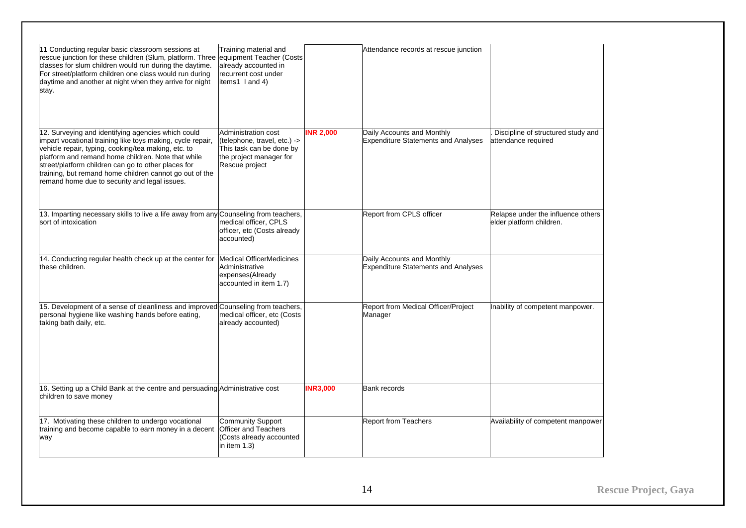| | | | | |
|---|---|---|---|---|
| 11 Conducting regular basic classroom sessions at rescue junction for these children (Slum, platform. Three classes for slum children would run during the daytime. For street/platform children one class would run during daytime and another at night when they arrive for night stay. | Training material and equipment Teacher (Costs already accounted in recurrent cost under items1 I and 4) | | Attendance records at rescue junction | |
| 12. Surveying and identifying agencies which could impart vocational training like toys making, cycle repair, vehicle repair, typing, cooking/tea making, etc. to platform and remand home children. Note that while street/platform children can go to other places for training, but remand home children cannot go out of the remand home due to security and legal issues. | Administration cost (telephone, travel, etc.) -> This task can be done by the project manager for Rescue project | **INR 2,000** | Daily Accounts and Monthly Expenditure Statements and Analyses | . Discipline of structured study and attendance required |
| 13. Imparting necessary skills to live a life away from any sort of intoxication | Counseling from teachers, medical officer, CPLS officer, etc (Costs already accounted) | | Report from CPLS officer | Relapse under the influence others elder platform children. |
| 14. Conducting regular health check up at the center for these children. | Medical OfficerMedicines Administrative expenses(Already accounted in item 1.7) | | Daily Accounts and Monthly Expenditure Statements and Analyses | |
| 15. Development of a sense of cleanliness and improved personal hygiene like washing hands before eating, taking bath daily, etc. | Counseling from teachers, medical officer, etc (Costs already accounted) | | Report from Medical Officer/Project Manager | Inability of competent manpower. |
| 16. Setting up a Child Bank at the centre and persuading children to save money | Administrative cost | **INR3,000** | Bank records | |
| 17. Motivating these children to undergo vocational training and become capable to earn money in a decent way | Community Support Officer and Teachers (Costs already accounted in item 1.3) | | Report from Teachers | Availability of competent manpower |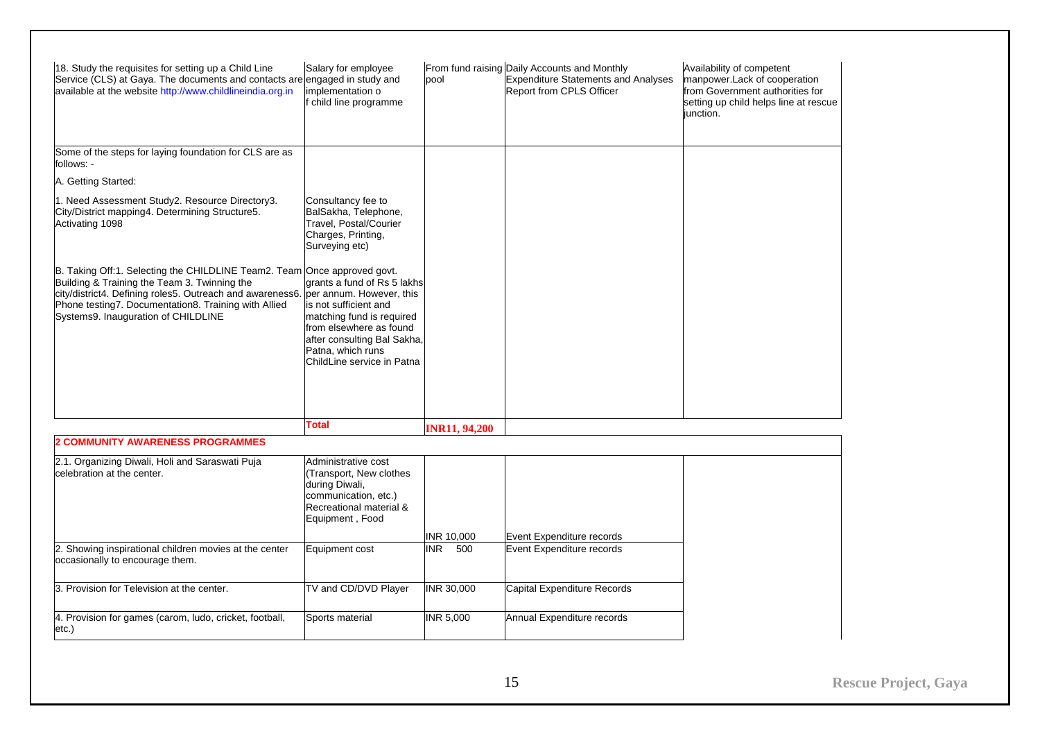| | | | | |
|---|---|---|---|---|
| 18. Study the requisites for setting up a Child Line Service (CLS) at Gaya. The documents and contacts are available at the website http://www.childlineindia.org.in | Salary for employee engaged in study and implementation o f child line programme | From fund raising pool | Daily Accounts and Monthly Expenditure Statements and Analyses Report from CPLS Officer | Availability of competent manpower.Lack of cooperation from Government authorities for setting up child helps line at rescue junction. |
| Some of the steps for laying foundation for CLS are as follows: -<br><br>A. Getting Started:<br><br>1. Need Assessment Study2. Resource Directory3. City/District mapping4. Determining Structure5. Activating 1098<br><br>B. Taking Off:1. Selecting the CHILDLINE Team2. Team Building & Training the Team 3. Twinning the city/district4. Defining roles5. Outreach and awareness6. Phone testing7. Documentation8. Training with Allied Systems9. Inauguration of CHILDLINE | Consultancy fee to BalSakha, Telephone, Travel, Postal/Courier Charges, Printing, Surveying etc)<br><br>Once approved govt. grants a fund of Rs 5 lakhs per annum. However, this is not sufficient and matching fund is required from elsewhere as found after consulting Bal Sakha, Patna, which runs ChildLine service in Patna | | | |
| | **Total** | **INR11, 94,200** | | |
| **2 COMMUNITY AWARENESS PROGRAMMES** | | | | |
| 2.1. Organizing Diwali, Holi and Saraswati Puja celebration at the center. | Administrative cost (Transport, New clothes during Diwali, communication, etc.) Recreational material & Equipment , Food | INR 10,000 | Event Expenditure records | |
| 2. Showing inspirational children movies at the center occasionally to encourage them. | Equipment cost | INR 500 | Event Expenditure records | |
| 3. Provision for Television at the center. | TV and CD/DVD Player | INR 30,000 | Capital Expenditure Records | |
| 4. Provision for games (carom, ludo, cricket, football, etc.) | Sports material | INR 5,000 | Annual Expenditure records | |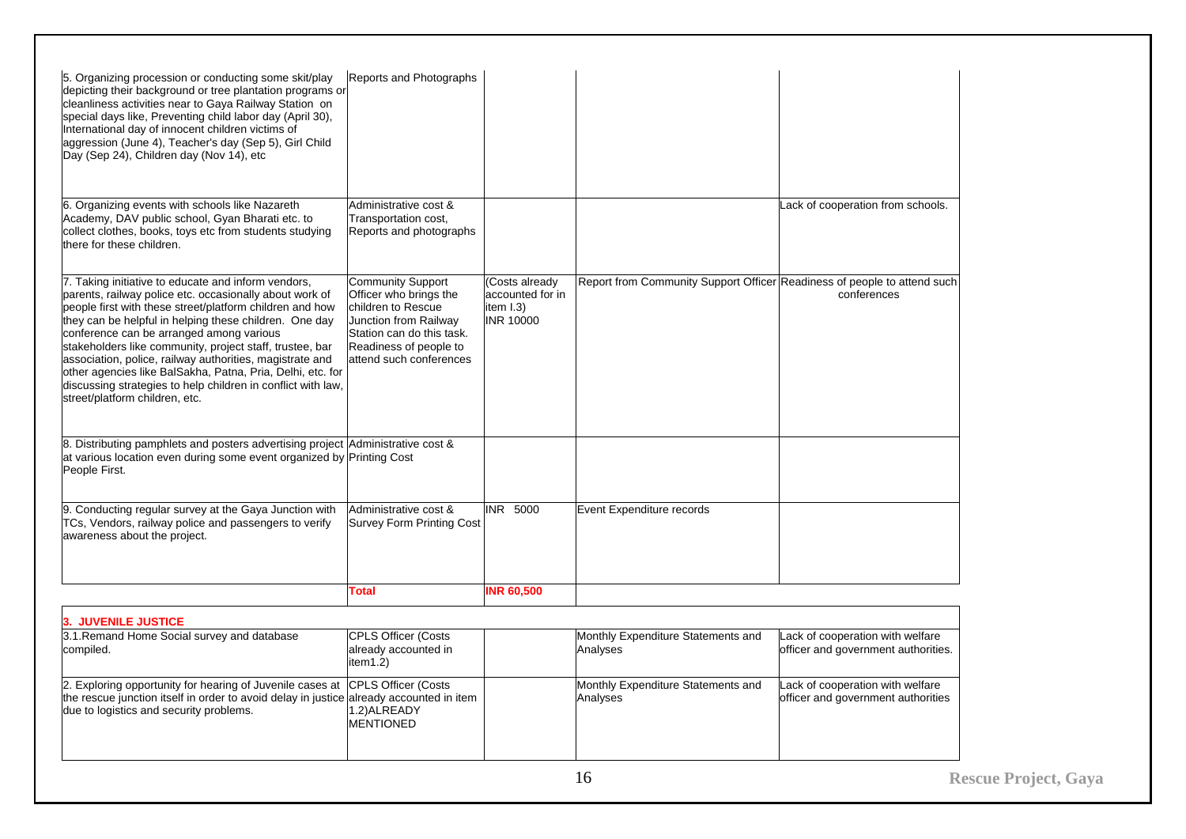| | | | | |
|---|---|---|---|---|
| 5. Organizing procession or conducting some skit/play depicting their background or tree plantation programs or cleanliness activities near to Gaya Railway Station on special days like, Preventing child labor day (April 30), International day of innocent children victims of aggression (June 4), Teacher's day (Sep 5), Girl Child Day (Sep 24), Children day (Nov 14), etc | Reports and Photographs | | | |
| 6. Organizing events with schools like Nazareth Academy, DAV public school, Gyan Bharati etc. to collect clothes, books, toys etc from students studying there for these children. | Administrative cost & Transportation cost, Reports and photographs | | | Lack of cooperation from schools. |
| 7. Taking initiative to educate and inform vendors, parents, railway police etc. occasionally about work of people first with these street/platform children and how they can be helpful in helping these children. One day conference can be arranged among various stakeholders like community, project staff, trustee, bar association, police, railway authorities, magistrate and other agencies like BalSakha, Patna, Pria, Delhi, etc. for discussing strategies to help children in conflict with law, street/platform children, etc. | Community Support Officer who brings the children to Rescue Junction from Railway Station can do this task. Readiness of people to attend such conferences | (Costs already accounted for in item I.3) INR 10000 | Report from Community Support Officer | Readiness of people to attend such conferences |
| 8. Distributing pamphlets and posters advertising project at various location even during some event organized by People First. | Administrative cost & Printing Cost | | | |
| 9. Conducting regular survey at the Gaya Junction with TCs, Vendors, railway police and passengers to verify awareness about the project. | Administrative cost & Survey Form Printing Cost | INR 5000 | Event Expenditure records | |
| | **Total** | **INR 60,500** | | |

**3. JUVENILE JUSTICE**

| | | | | |
|---|---|---|---|---|
| 3.1.Remand Home Social survey and database compiled. | CPLS Officer (Costs already accounted in item1.2) | | Monthly Expenditure Statements and Analyses | Lack of cooperation with welfare officer and government authorities. |
| 2. Exploring opportunity for hearing of Juvenile cases at the rescue junction itself in order to avoid delay in justice due to logistics and security problems. | CPLS Officer (Costs already accounted in item 1.2)ALREADY MENTIONED | | Monthly Expenditure Statements and Analyses | Lack of cooperation with welfare officer and government authorities |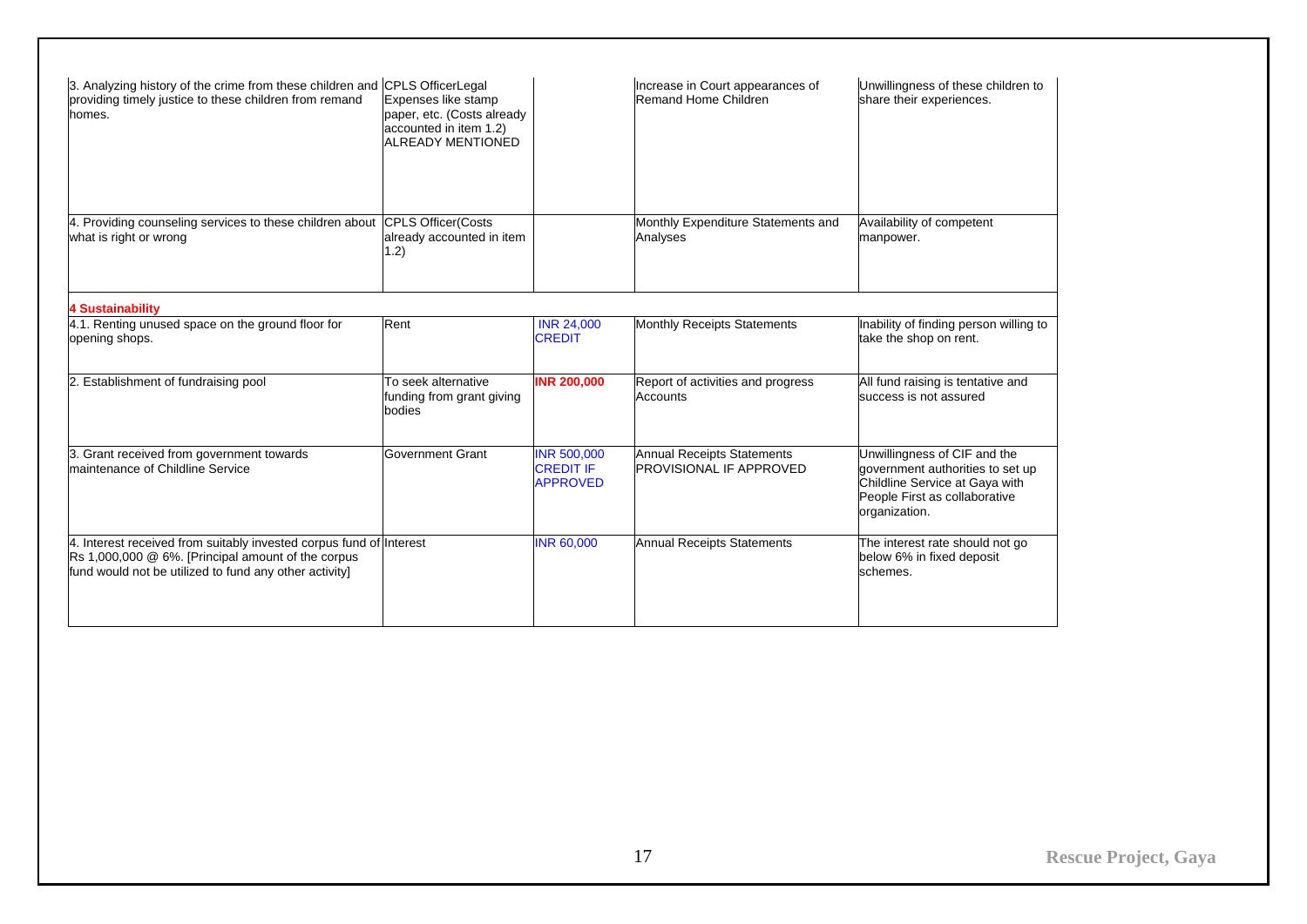| | | | | |
|---|---|---|---|---|
| 3. Analyzing history of the crime from these children and providing timely justice to these children from remand homes. | CPLS OfficerLegal Expenses like stamp paper, etc. (Costs already accounted in item 1.2) ALREADY MENTIONED | | Increase in Court appearances of Remand Home Children | Unwillingness of these children to share their experiences. |
| 4. Providing counseling services to these children about what is right or wrong | CPLS Officer(Costs already accounted in item 1.2) | | Monthly Expenditure Statements and Analyses | Availability of competent manpower. |
| **4 Sustainability** | | | | |
| 4.1. Renting unused space on the ground floor for opening shops. | Rent | INR 24,000 CREDIT | Monthly Receipts Statements | Inability of finding person willing to take the shop on rent. |
| 2. Establishment of fundraising pool | To seek alternative funding from grant giving bodies | **INR 200,000** | Report of activities and progress Accounts | All fund raising is tentative and success is not assured |
| 3. Grant received from government towards maintenance of Childline Service | Government Grant | INR 500,000 CREDIT IF APPROVED | Annual Receipts Statements PROVISIONAL IF APPROVED | Unwillingness of CIF and the government authorities to set up Childline Service at Gaya with People First as collaborative organization. |
| 4. Interest received from suitably invested corpus fund of Rs 1,000,000 @ 6%. [Principal amount of the corpus fund would not be utilized to fund any other activity] | Interest | INR 60,000 | Annual Receipts Statements | The interest rate should not go below 6% in fixed deposit schemes. |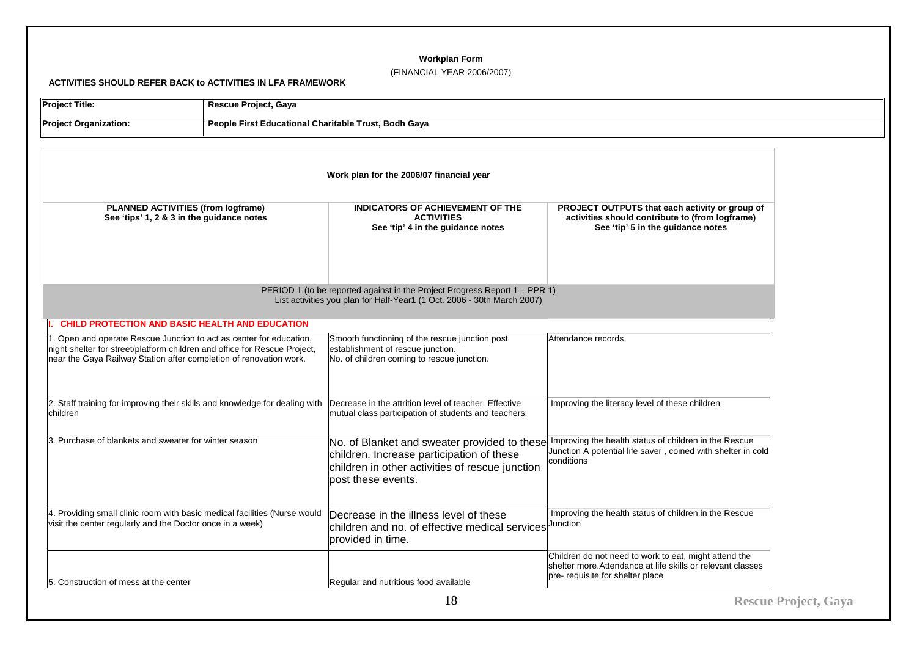**Workplan Form**

(FINANCIAL YEAR 2006/2007)

**ACTIVITIES SHOULD REFER BACK to ACTIVITIES IN LFA FRAMEWORK**

| **Project Title:** | **Rescue Project, Gaya** |
|---|---|
| **Project Organization:** | **People First Educational Charitable Trust, Bodh Gaya** |

**Work plan for the 2006/07 financial year**

| **PLANNED ACTIVITIES (from logframe)** See 'tips' 1, 2 & 3 in the guidance notes | **INDICATORS OF ACHIEVEMENT OF THE ACTIVITIES** See 'tip' 4 in the guidance notes | **PROJECT OUTPUTS that each activity or group of activities should contribute to (from logframe)** See 'tip' 5 in the guidance notes |
|---|---|---|
| PERIOD 1 (to be reported against in the Project Progress Report 1 – PPR 1) List activities you plan for Half-Year1 (1 Oct. 2006 - 30th March 2007) | | |
| **I. CHILD PROTECTION AND BASIC HEALTH AND EDUCATION** | | |
| 1. Open and operate Rescue Junction to act as center for education, night shelter for street/platform children and office for Rescue Project, near the Gaya Railway Station after completion of renovation work. | Smooth functioning of the rescue junction post establishment of rescue junction. No. of children coming to rescue junction. | Attendance records. |
| 2. Staff training for improving their skills and knowledge for dealing with children | Decrease in the attrition level of teacher. Effective mutual class participation of students and teachers. | Improving the literacy level of these children |
| 3. Purchase of blankets and sweater for winter season | No. of Blanket and sweater provided to these children. Increase participation of these children in other activities of rescue junction post these events. | Improving the health status of children in the Rescue Junction A potential life saver , coined with shelter in cold conditions |
| 4. Providing small clinic room with basic medical facilities (Nurse would visit the center regularly and the Doctor once in a week) | Decrease in the illness level of these children and no. of effective medical services provided in time. | Improving the health status of children in the Rescue Junction |
| 5. Construction of mess at the center | Regular and nutritious food available | Children do not need to work to eat, might attend the shelter more.Attendance at life skills or relevant classes pre- requisite for shelter place |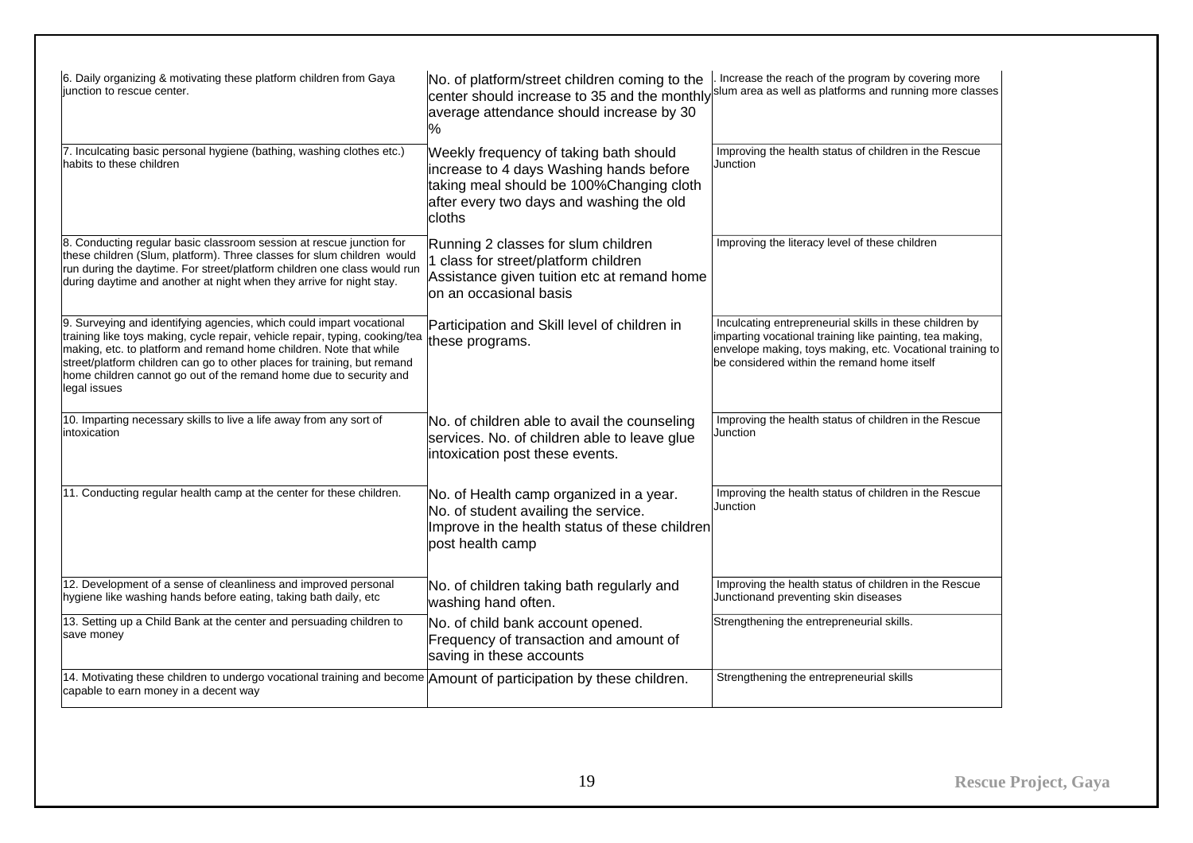| | | |
|---|---|---|
| 6. Daily organizing & motivating these platform children from Gaya junction to rescue center. | No. of platform/street children coming to the center should increase to 35 and the monthly average attendance should increase by 30 % | . Increase the reach of the program by covering more slum area as well as platforms and running more classes |
| 7. Inculcating basic personal hygiene (bathing, washing clothes etc.) habits to these children | Weekly frequency of taking bath should increase to 4 days Washing hands before taking meal should be 100%Changing cloth after every two days and washing the old cloths | Improving the health status of children in the Rescue Junction |
| 8. Conducting regular basic classroom session at rescue junction for these children (Slum, platform). Three classes for slum children would run during the daytime. For street/platform children one class would run during daytime and another at night when they arrive for night stay. | Running 2 classes for slum children<br>1 class for street/platform children<br>Assistance given tuition etc at remand home on an occasional basis | Improving the literacy level of these children |
| 9. Surveying and identifying agencies, which could impart vocational training like toys making, cycle repair, vehicle repair, typing, cooking/tea making, etc. to platform and remand home children. Note that while street/platform children can go to other places for training, but remand home children cannot go out of the remand home due to security and legal issues | Participation and Skill level of children in these programs. | Inculcating entrepreneurial skills in these children by imparting vocational training like painting, tea making, envelope making, toys making, etc. Vocational training to be considered within the remand home itself |
| 10. Imparting necessary skills to live a life away from any sort of intoxication | No. of children able to avail the counseling services. No. of children able to leave glue intoxication post these events. | Improving the health status of children in the Rescue Junction |
| 11. Conducting regular health camp at the center for these children. | No. of Health camp organized in a year.<br>No. of student availing the service.<br>Improve in the health status of these children post health camp | Improving the health status of children in the Rescue Junction |
| 12. Development of a sense of cleanliness and improved personal hygiene like washing hands before eating, taking bath daily, etc | No. of children taking bath regularly and washing hand often. | Improving the health status of children in the Rescue Junctionand preventing skin diseases |
| 13. Setting up a Child Bank at the center and persuading children to save money | No. of child bank account opened.<br>Frequency of transaction and amount of saving in these accounts | Strengthening the entrepreneurial skills. |
| 14. Motivating these children to undergo vocational training and become capable to earn money in a decent way | Amount of participation by these children. | Strengthening the entrepreneurial skills |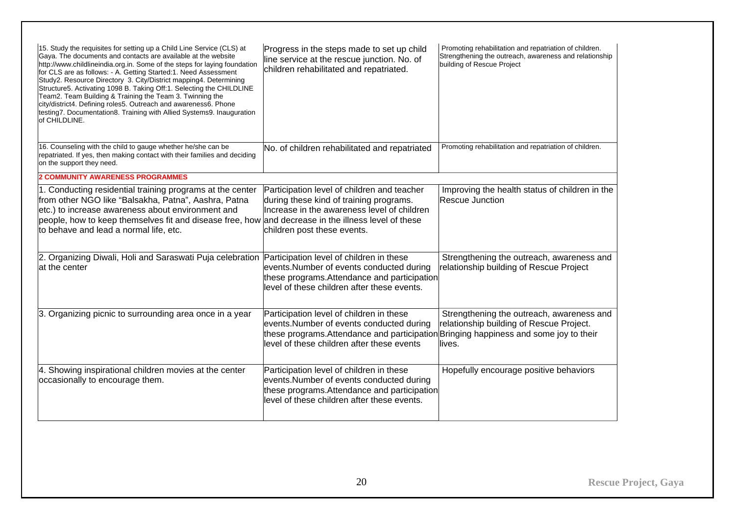| | | |
|---|---|---|
| 15. Study the requisites for setting up a Child Line Service (CLS) at Gaya. The documents and contacts are available at the website http://www.childlineindia.org.in. Some of the steps for laying foundation for CLS are as follows: - A. Getting Started:1. Need Assessment Study2. Resource Directory 3. City/District mapping4. Determining Structure5. Activating 1098 B. Taking Off:1. Selecting the CHILDLINE Team2. Team Building & Training the Team 3. Twinning the city/district4. Defining roles5. Outreach and awareness6. Phone testing7. Documentation8. Training with Allied Systems9. Inauguration of CHILDLINE. | Progress in the steps made to set up child line service at the rescue junction. No. of children rehabilitated and repatriated. | Promoting rehabilitation and repatriation of children. Strengthening the outreach, awareness and relationship building of Rescue Project |
| 16. Counseling with the child to gauge whether he/she can be repatriated. If yes, then making contact with their families and deciding on the support they need. | No. of children rehabilitated and repatriated | Promoting rehabilitation and repatriation of children. |
| **2 COMMUNITY AWARENESS PROGRAMMES** | | |
| 1. Conducting residential training programs at the center from other NGO like "Balsakha, Patna", Aashra, Patna etc.) to increase awareness about environment and people, how to keep themselves fit and disease free, how to behave and lead a normal life, etc. | Participation level of children and teacher during these kind of training programs. Increase in the awareness level of children and decrease in the illness level of these children post these events. | Improving the health status of children in the Rescue Junction |
| 2. Organizing Diwali, Holi and Saraswati Puja celebration at the center | Participation level of children in these events.Number of events conducted during these programs.Attendance and participation level of these children after these events. | Strengthening the outreach, awareness and relationship building of Rescue Project |
| 3. Organizing picnic to surrounding area once in a year | Participation level of children in these events.Number of events conducted during these programs.Attendance and participation level of these children after these events | Strengthening the outreach, awareness and relationship building of Rescue Project. Bringing happiness and some joy to their lives. |
| 4. Showing inspirational children movies at the center occasionally to encourage them. | Participation level of children in these events.Number of events conducted during these programs.Attendance and participation level of these children after these events. | Hopefully encourage positive behaviors |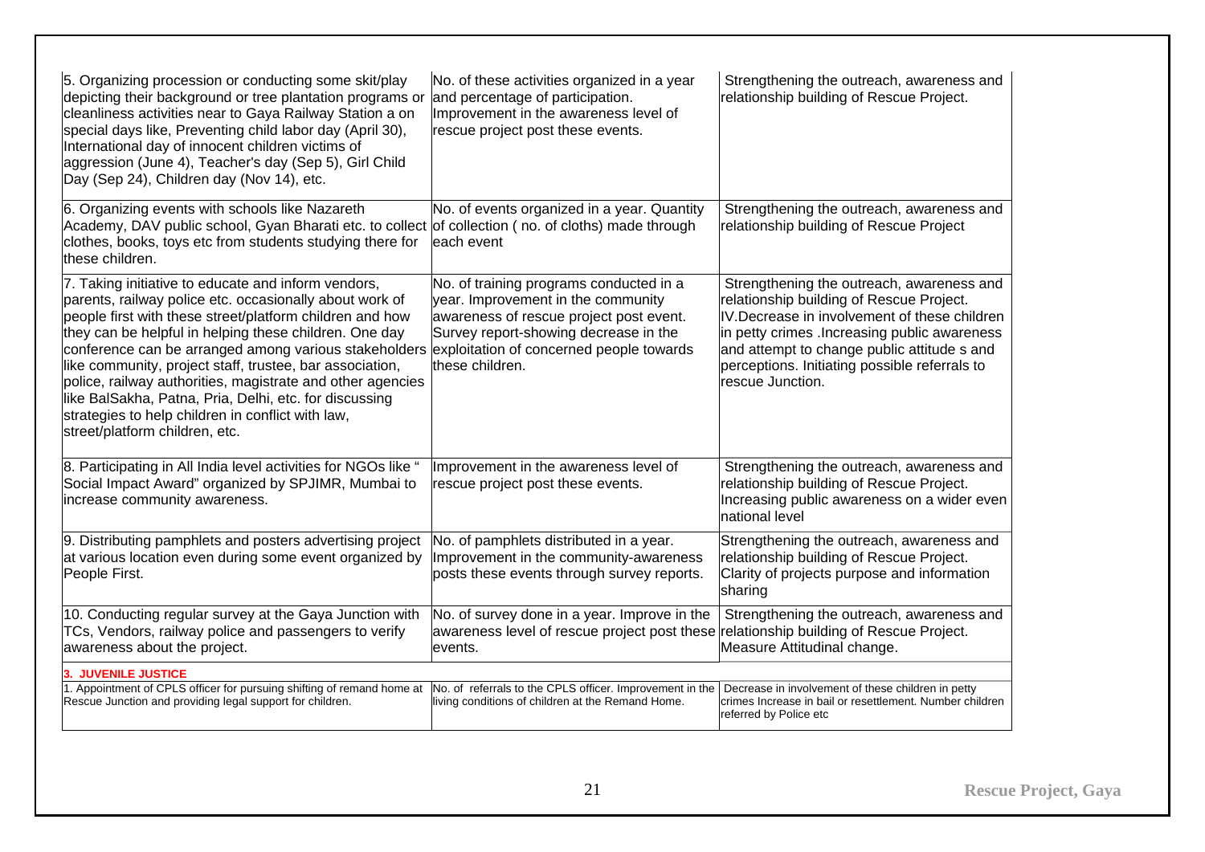| | | |
|---|---|---|
| 5. Organizing procession or conducting some skit/play depicting their background or tree plantation programs or cleanliness activities near to Gaya Railway Station a on special days like, Preventing child labor day (April 30), International day of innocent children victims of aggression (June 4), Teacher's day (Sep 5), Girl Child Day (Sep 24), Children day (Nov 14), etc. | No. of these activities organized in a year and percentage of participation. Improvement in the awareness level of rescue project post these events. | Strengthening the outreach, awareness and relationship building of Rescue Project. |
| 6. Organizing events with schools like Nazareth Academy, DAV public school, Gyan Bharati etc. to collect clothes, books, toys etc from students studying there for these children. | No. of events organized in a year. Quantity of collection ( no. of cloths) made through each event | Strengthening the outreach, awareness and relationship building of Rescue Project |
| 7. Taking initiative to educate and inform vendors, parents, railway police etc. occasionally about work of people first with these street/platform children and how they can be helpful in helping these children. One day conference can be arranged among various stakeholders like community, project staff, trustee, bar association, police, railway authorities, magistrate and other agencies like BalSakha, Patna, Pria, Delhi, etc. for discussing strategies to help children in conflict with law, street/platform children, etc. | No. of training programs conducted in a year. Improvement in the community awareness of rescue project post event. Survey report-showing decrease in the exploitation of concerned people towards these children. | Strengthening the outreach, awareness and relationship building of Rescue Project. IV.Decrease in involvement of these children in petty crimes .Increasing public awareness and attempt to change public attitude s and perceptions. Initiating possible referrals to rescue Junction. |
| 8. Participating in All India level activities for NGOs like " Social Impact Award" organized by SPJIMR, Mumbai to increase community awareness. | Improvement in the awareness level of rescue project post these events. | Strengthening the outreach, awareness and relationship building of Rescue Project. Increasing public awareness on a wider even national level |
| 9. Distributing pamphlets and posters advertising project at various location even during some event organized by People First. | No. of pamphlets distributed in a year. Improvement in the community-awareness posts these events through survey reports. | Strengthening the outreach, awareness and relationship building of Rescue Project. Clarity of projects purpose and information sharing |
| 10. Conducting regular survey at the Gaya Junction with TCs, Vendors, railway police and passengers to verify awareness about the project. | No. of survey done in a year. Improve in the awareness level of rescue project post these events. | Strengthening the outreach, awareness and relationship building of Rescue Project. Measure Attitudinal change. |
| **3. JUVENILE JUSTICE** | | |
| 1. Appointment of CPLS officer for pursuing shifting of remand home at Rescue Junction and providing legal support for children. | No. of referrals to the CPLS officer. Improvement in the living conditions of children at the Remand Home. | Decrease in involvement of these children in petty crimes Increase in bail or resettlement. Number children referred by Police etc |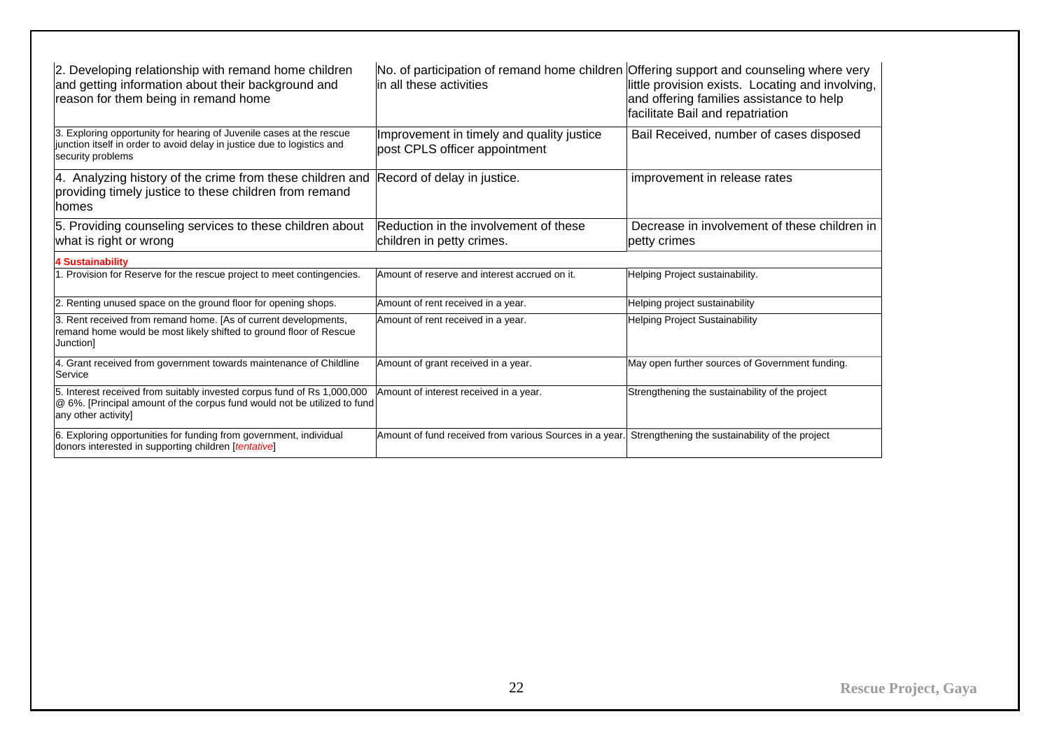| | | |
|---|---|---|
| 2. Developing relationship with remand home children and getting information about their background and reason for them being in remand home | No. of participation of remand home children in all these activities | Offering support and counseling where very little provision exists. Locating and involving, and offering families assistance to help facilitate Bail and repatriation |
| 3. Exploring opportunity for hearing of Juvenile cases at the rescue junction itself in order to avoid delay in justice due to logistics and security problems | Improvement in timely and quality justice post CPLS officer appointment | Bail Received, number of cases disposed |
| 4. Analyzing history of the crime from these children and providing timely justice to these children from remand homes | Record of delay in justice. | improvement in release rates |
| 5. Providing counseling services to these children about what is right or wrong | Reduction in the involvement of these children in petty crimes. | Decrease in involvement of these children in petty crimes |
| **4 Sustainability** | | |
| 1. Provision for Reserve for the rescue project to meet contingencies. | Amount of reserve and interest accrued on it. | Helping Project sustainability. |
| 2. Renting unused space on the ground floor for opening shops. | Amount of rent received in a year. | Helping project sustainability |
| 3. Rent received from remand home. [As of current developments, remand home would be most likely shifted to ground floor of Rescue Junction] | Amount of rent received in a year. | Helping Project Sustainability |
| 4. Grant received from government towards maintenance of Childline Service | Amount of grant received in a year. | May open further sources of Government funding. |
| 5. Interest received from suitably invested corpus fund of Rs 1,000,000 @ 6%. [Principal amount of the corpus fund would not be utilized to fund any other activity] | Amount of interest received in a year. | Strengthening the sustainability of the project |
| 6. Exploring opportunities for funding from government, individual donors interested in supporting children [*tentative*] | Amount of fund received from various Sources in a year. | Strengthening the sustainability of the project |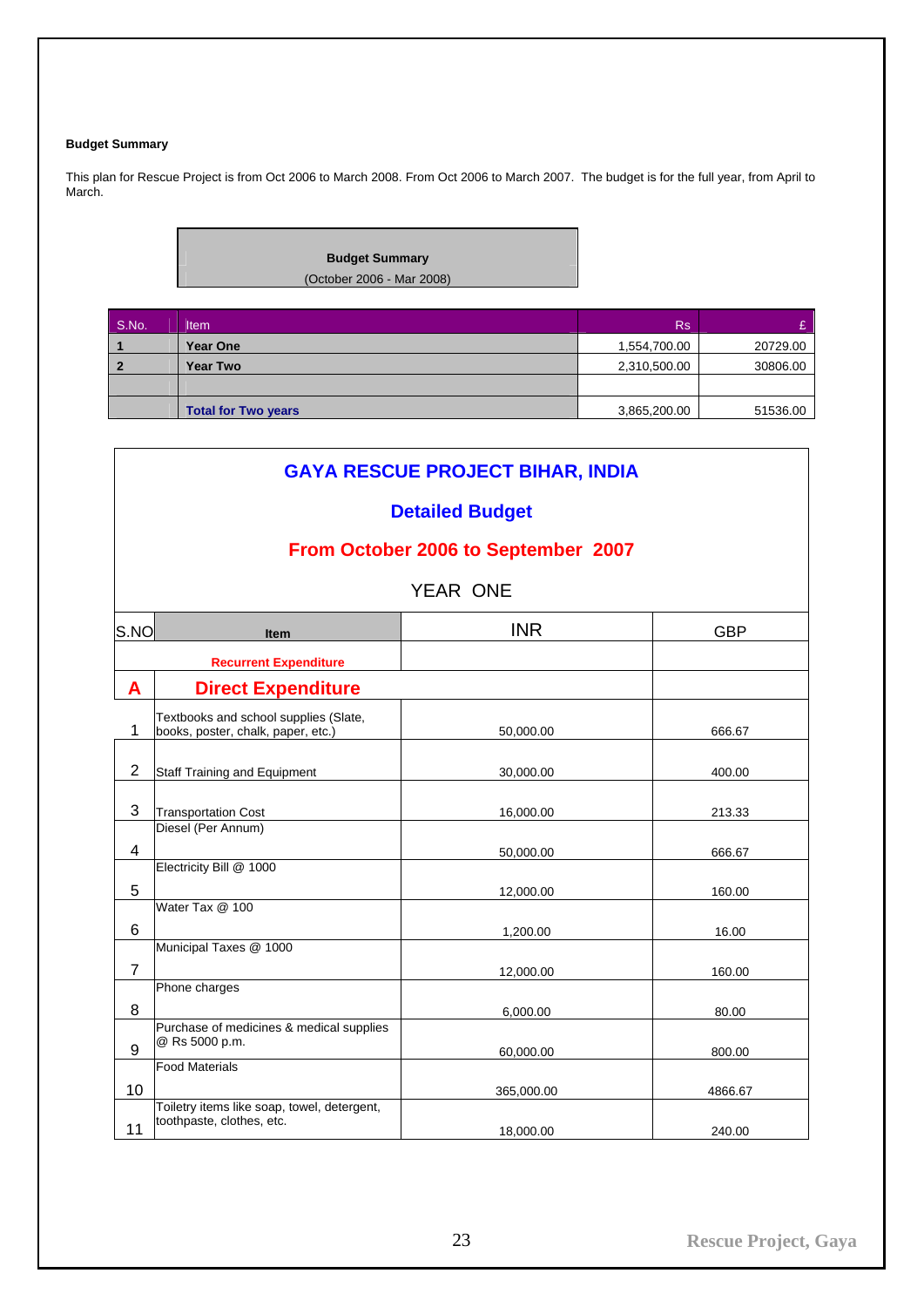**Budget Summary**

This plan for Rescue Project is from Oct 2006 to March 2008. From Oct 2006 to March 2007. The budget is for the full year, from April to March.

**Budget Summary**
(October 2006 - Mar 2008)

| S.No. | Item | Rs | £ |
|---|---|---|---|
| **1** | **Year One** | 1,554,700.00 | 20729.00 |
| **2** | **Year Two** | 2,310,500.00 | 30806.00 |
| | | | |
| | **Total for Two years** | 3,865,200.00 | 51536.00 |

# GAYA RESCUE PROJECT BIHAR, INDIA

## Detailed Budget

## From October 2006 to September 2007

YEAR ONE

| S.NO | Item | INR | GBP |
|---|---|---|---|
| | **Recurrent Expenditure** | | |
| **A** | **Direct Expenditure** | | |
| 1 | Textbooks and school supplies (Slate, books, poster, chalk, paper, etc.) | 50,000.00 | 666.67 |
| 2 | Staff Training and Equipment | 30,000.00 | 400.00 |
| 3 | Transportation Cost | 16,000.00 | 213.33 |
| 4 | Diesel (Per Annum) | 50,000.00 | 666.67 |
| 5 | Electricity Bill @ 1000 | 12,000.00 | 160.00 |
| 6 | Water Tax @ 100 | 1,200.00 | 16.00 |
| 7 | Municipal Taxes @ 1000 | 12,000.00 | 160.00 |
| 8 | Phone charges | 6,000.00 | 80.00 |
| 9 | Purchase of medicines & medical supplies @ Rs 5000 p.m. | 60,000.00 | 800.00 |
| 10 | Food Materials | 365,000.00 | 4866.67 |
| 11 | Toiletry items like soap, towel, detergent, toothpaste, clothes, etc. | 18,000.00 | 240.00 |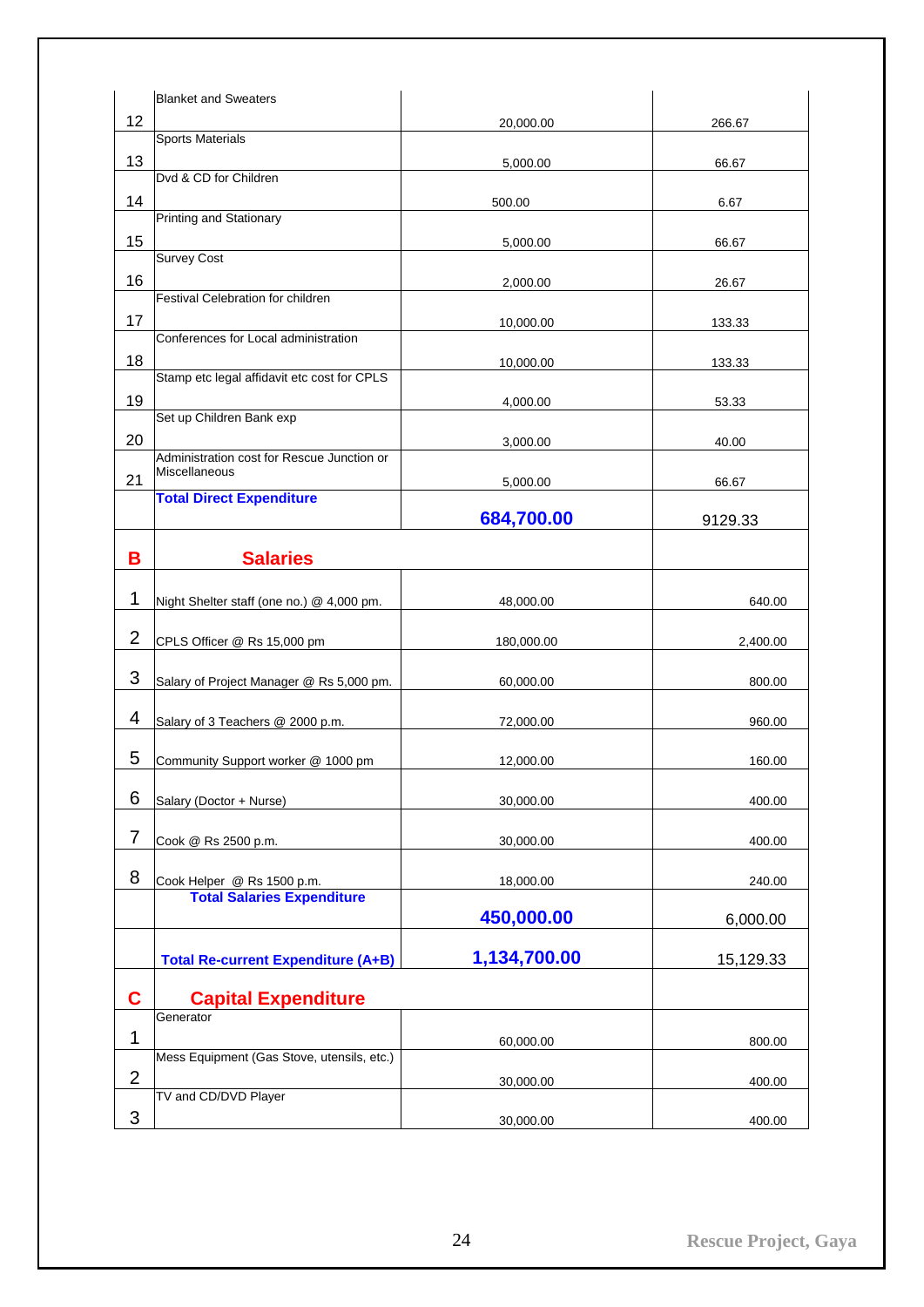| | | | |
|---|---|---|---|
| 12 | Blanket and Sweaters | 20,000.00 | 266.67 |
| 13 | Sports Materials | 5,000.00 | 66.67 |
| 14 | Dvd & CD for Children | 500.00 | 6.67 |
| 15 | Printing and Stationary | 5,000.00 | 66.67 |
| 16 | Survey Cost | 2,000.00 | 26.67 |
| 17 | Festival Celebration for children | 10,000.00 | 133.33 |
| 18 | Conferences for Local administration | 10,000.00 | 133.33 |
| 19 | Stamp etc legal affidavit etc cost for CPLS | 4,000.00 | 53.33 |
| 20 | Set up Children Bank exp | 3,000.00 | 40.00 |
| 21 | Administration cost for Rescue Junction or Miscellaneous | 5,000.00 | 66.67 |
| | **Total Direct Expenditure** | **684,700.00** | 9129.33 |
| **B** | **Salaries** | | |
| 1 | Night Shelter staff (one no.) @ 4,000 pm. | 48,000.00 | 640.00 |
| 2 | CPLS Officer @ Rs 15,000 pm | 180,000.00 | 2,400.00 |
| 3 | Salary of Project Manager @ Rs 5,000 pm. | 60,000.00 | 800.00 |
| 4 | Salary of 3 Teachers @ 2000 p.m. | 72,000.00 | 960.00 |
| 5 | Community Support worker @ 1000 pm | 12,000.00 | 160.00 |
| 6 | Salary (Doctor + Nurse) | 30,000.00 | 400.00 |
| 7 | Cook @ Rs 2500 p.m. | 30,000.00 | 400.00 |
| 8 | Cook Helper @ Rs 1500 p.m. | 18,000.00 | 240.00 |
| | **Total Salaries Expenditure** | **450,000.00** | 6,000.00 |
| | **Total Re-current Expenditure (A+B)** | **1,134,700.00** | 15,129.33 |
| **C** | **Capital Expenditure** | | |
| 1 | Generator | 60,000.00 | 800.00 |
| 2 | Mess Equipment (Gas Stove, utensils, etc.) | 30,000.00 | 400.00 |
| 3 | TV and CD/DVD Player | 30,000.00 | 400.00 |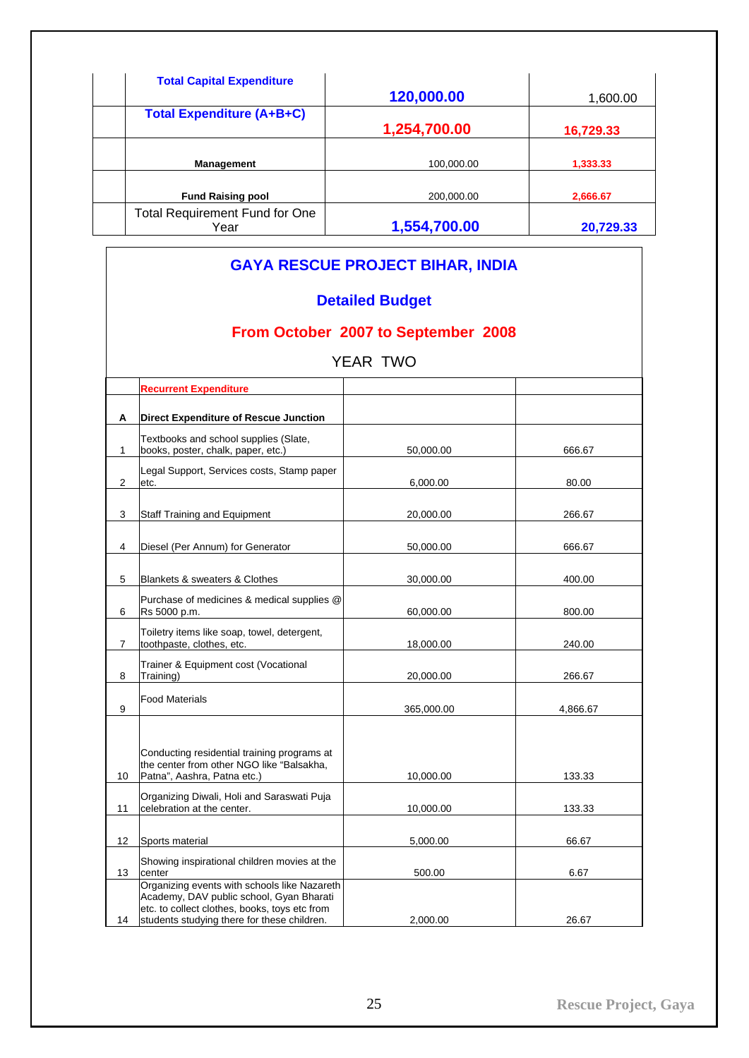| | | | |
|---|---|---|---|
| | **Total Capital Expenditure** | **120,000.00** | 1,600.00 |
| | **Total Expenditure (A+B+C)** | **1,254,700.00** | **16,729.33** |
| | **Management** | 100,000.00 | **1,333.33** |
| | **Fund Raising pool** | 200,000.00 | **2,666.67** |
| | Total Requirement Fund for One Year | **1,554,700.00** | **20,729.33** |

# GAYA RESCUE PROJECT BIHAR, INDIA

## Detailed Budget

## From October 2007 to September 2008

YEAR TWO

| | | | |
|---|---|---|---|
| | **Recurrent Expenditure** | | |
| **A** | **Direct Expenditure of Rescue Junction** | | |
| 1 | Textbooks and school supplies (Slate, books, poster, chalk, paper, etc.) | 50,000.00 | 666.67 |
| 2 | Legal Support, Services costs, Stamp paper etc. | 6,000.00 | 80.00 |
| 3 | Staff Training and Equipment | 20,000.00 | 266.67 |
| 4 | Diesel (Per Annum) for Generator | 50,000.00 | 666.67 |
| 5 | Blankets & sweaters & Clothes | 30,000.00 | 400.00 |
| 6 | Purchase of medicines & medical supplies @ Rs 5000 p.m. | 60,000.00 | 800.00 |
| 7 | Toiletry items like soap, towel, detergent, toothpaste, clothes, etc. | 18,000.00 | 240.00 |
| 8 | Trainer & Equipment cost (Vocational Training) | 20,000.00 | 266.67 |
| 9 | Food Materials | 365,000.00 | 4,866.67 |
| 10 | Conducting residential training programs at the center from other NGO like "Balsakha, Patna", Aashra, Patna etc.) | 10,000.00 | 133.33 |
| 11 | Organizing Diwali, Holi and Saraswati Puja celebration at the center. | 10,000.00 | 133.33 |
| 12 | Sports material | 5,000.00 | 66.67 |
| 13 | Showing inspirational children movies at the center | 500.00 | 6.67 |
| 14 | Organizing events with schools like Nazareth Academy, DAV public school, Gyan Bharati etc. to collect clothes, books, toys etc from students studying there for these children. | 2,000.00 | 26.67 |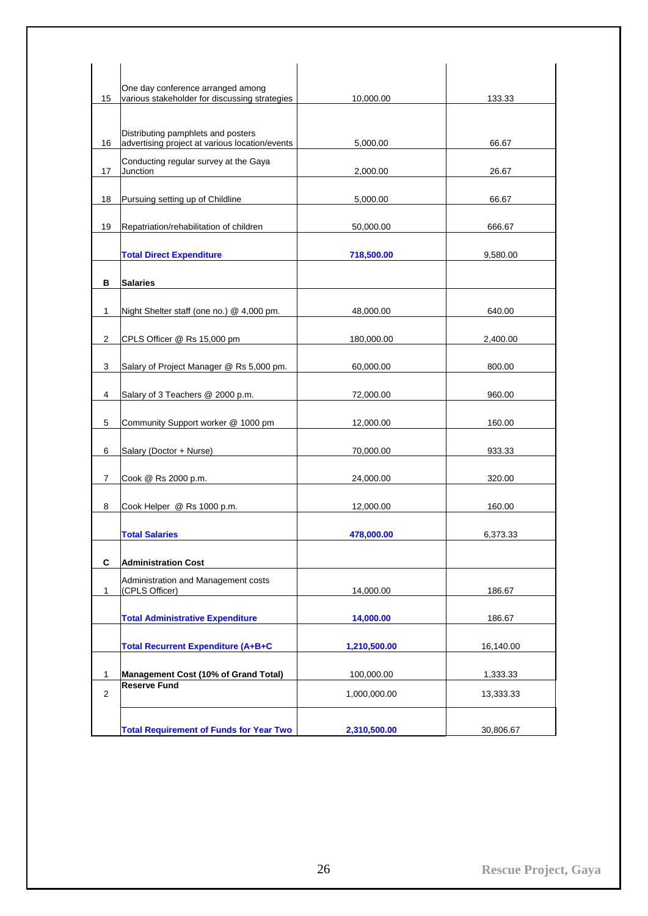| | | | |
|---|---|---|---|
| 15 | One day conference arranged among various stakeholder for discussing strategies | 10,000.00 | 133.33 |
| 16 | Distributing pamphlets and posters advertising project at various location/events | 5,000.00 | 66.67 |
| 17 | Conducting regular survey at the Gaya Junction | 2,000.00 | 26.67 |
| 18 | Pursuing setting up of Childline | 5,000.00 | 66.67 |
| 19 | Repatriation/rehabilitation of children | 50,000.00 | 666.67 |
| | **Total Direct Expenditure** | **718,500.00** | 9,580.00 |
| **B** | **Salaries** | | |
| 1 | Night Shelter staff (one no.) @ 4,000 pm. | 48,000.00 | 640.00 |
| 2 | CPLS Officer @ Rs 15,000 pm | 180,000.00 | 2,400.00 |
| 3 | Salary of Project Manager @ Rs 5,000 pm. | 60,000.00 | 800.00 |
| 4 | Salary of 3 Teachers @ 2000 p.m. | 72,000.00 | 960.00 |
| 5 | Community Support worker @ 1000 pm | 12,000.00 | 160.00 |
| 6 | Salary (Doctor + Nurse) | 70,000.00 | 933.33 |
| 7 | Cook @ Rs 2000 p.m. | 24,000.00 | 320.00 |
| 8 | Cook Helper @ Rs 1000 p.m. | 12,000.00 | 160.00 |
| | **Total Salaries** | **478,000.00** | 6,373.33 |
| **C** | **Administration Cost** | | |
| 1 | Administration and Management costs (CPLS Officer) | 14,000.00 | 186.67 |
| | **Total Administrative Expenditure** | **14,000.00** | 186.67 |
| | **Total Recurrent Expenditure (A+B+C** | **1,210,500.00** | 16,140.00 |
| 1 | **Management Cost (10% of Grand Total)** | 100,000.00 | 1,333.33 |
| 2 | **Reserve Fund** | 1,000,000.00 | 13,333.33 |
| | **Total Requirement of Funds for Year Two** | **2,310,500.00** | 30,806.67 |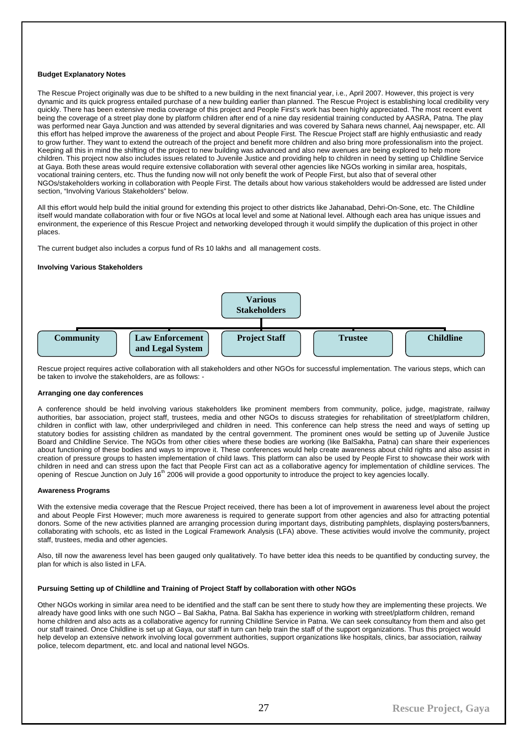**Budget Explanatory Notes**

The Rescue Project originally was due to be shifted to a new building in the next financial year, i.e., April 2007. However, this project is very dynamic and its quick progress entailed purchase of a new building earlier than planned. The Rescue Project is establishing local credibility very quickly. There has been extensive media coverage of this project and People First's work has been highly appreciated. The most recent event being the coverage of a street play done by platform children after end of a nine day residential training conducted by AASRA, Patna. The play was performed near Gaya Junction and was attended by several dignitaries and was covered by Sahara news channel, Aaj newspaper, etc. All this effort has helped improve the awareness of the project and about People First. The Rescue Project staff are highly enthusiastic and ready to grow further. They want to extend the outreach of the project and benefit more children and also bring more professionalism into the project. Keeping all this in mind the shifting of the project to new building was advanced and also new avenues are being explored to help more children. This project now also includes issues related to Juvenile Justice and providing help to children in need by setting up Childline Service at Gaya. Both these areas would require extensive collaboration with several other agencies like NGOs working in similar area, hospitals, vocational training centers, etc. Thus the funding now will not only benefit the work of People First, but also that of several other NGOs/stakeholders working in collaboration with People First. The details about how various stakeholders would be addressed are listed under section, "Involving Various Stakeholders" below.

All this effort would help build the initial ground for extending this project to other districts like Jahanabad, Dehri-On-Sone, etc. The Childline itself would mandate collaboration with four or five NGOs at local level and some at National level. Although each area has unique issues and environment, the experience of this Rescue Project and networking developed through it would simplify the duplication of this project in other places.

The current budget also includes a corpus fund of Rs 10 lakhs and all management costs.

**Involving Various Stakeholders**

**Various Stakeholders**

- **Community**
- **Law Enforcement and Legal System**
- **Project Staff**
- **Trustee**
- **Childline**

Rescue project requires active collaboration with all stakeholders and other NGOs for successful implementation. The various steps, which can be taken to involve the stakeholders, are as follows: -

**Arranging one day conferences**

A conference should be held involving various stakeholders like prominent members from community, police, judge, magistrate, railway authorities, bar association, project staff, trustees, media and other NGOs to discuss strategies for rehabilitation of street/platform children, children in conflict with law, other underprivileged and children in need. This conference can help stress the need and ways of setting up statutory bodies for assisting children as mandated by the central government. The prominent ones would be setting up of Juvenile Justice Board and Childline Service. The NGOs from other cities where these bodies are working (like BalSakha, Patna) can share their experiences about functioning of these bodies and ways to improve it. These conferences would help create awareness about child rights and also assist in creation of pressure groups to hasten implementation of child laws. This platform can also be used by People First to showcase their work with children in need and can stress upon the fact that People First can act as a collaborative agency for implementation of childline services. The opening of Rescue Junction on July 16th 2006 will provide a good opportunity to introduce the project to key agencies locally.

**Awareness Programs**

With the extensive media coverage that the Rescue Project received, there has been a lot of improvement in awareness level about the project and about People First However; much more awareness is required to generate support from other agencies and also for attracting potential donors. Some of the new activities planned are arranging procession during important days, distributing pamphlets, displaying posters/banners, collaborating with schools, etc as listed in the Logical Framework Analysis (LFA) above. These activities would involve the community, project staff, trustees, media and other agencies.

Also, till now the awareness level has been gauged only qualitatively. To have better idea this needs to be quantified by conducting survey, the plan for which is also listed in LFA.

**Pursuing Setting up of Childline and Training of Project Staff by collaboration with other NGOs**

Other NGOs working in similar area need to be identified and the staff can be sent there to study how they are implementing these projects. We already have good links with one such NGO – Bal Sakha, Patna. Bal Sakha has experience in working with street/platform children, remand home children and also acts as a collaborative agency for running Childline Service in Patna. We can seek consultancy from them and also get our staff trained. Once Childline is set up at Gaya, our staff in turn can help train the staff of the support organizations. Thus this project would help develop an extensive network involving local government authorities, support organizations like hospitals, clinics, bar association, railway police, telecom department, etc. and local and national level NGOs.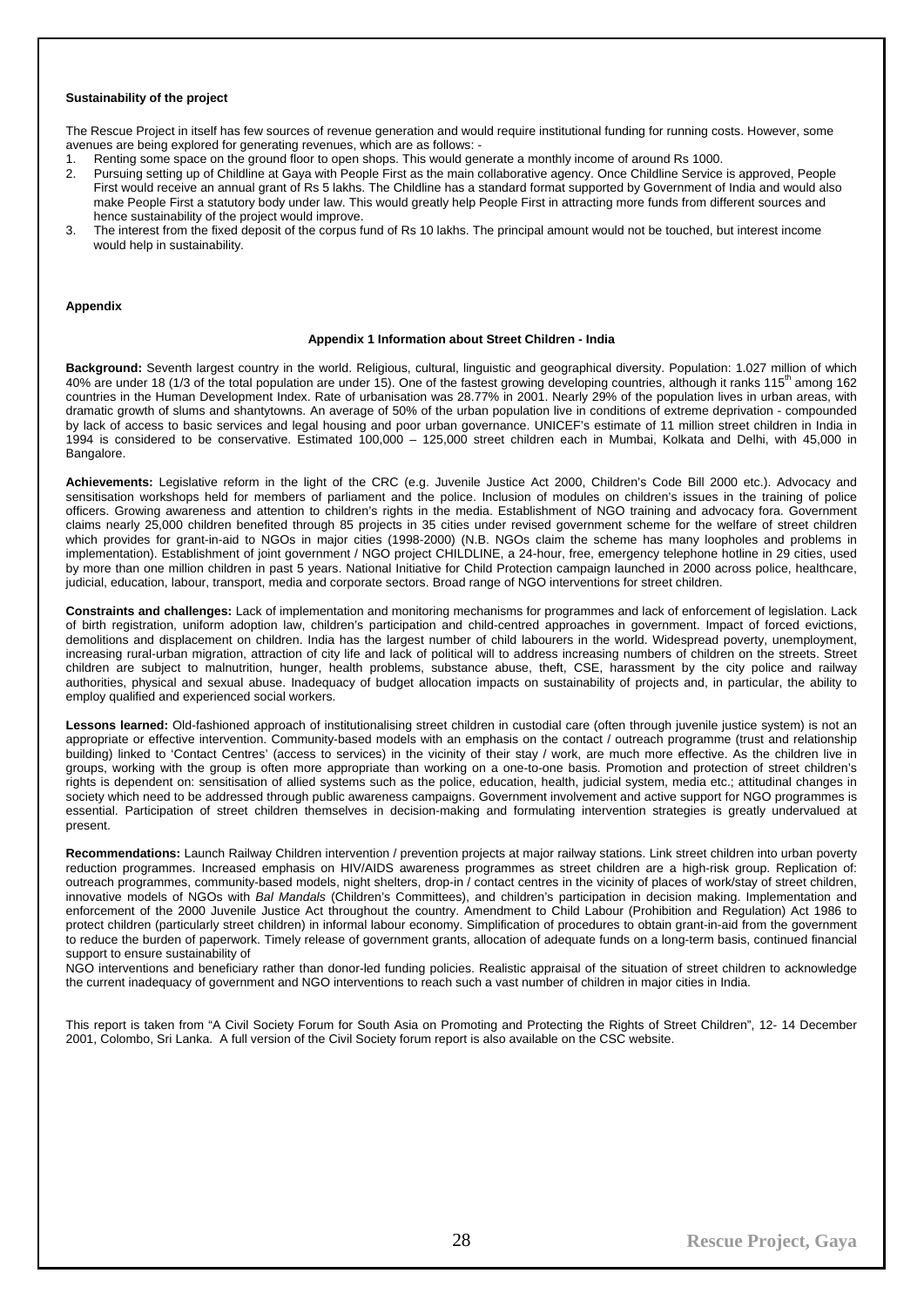**Sustainability of the project**

The Rescue Project in itself has few sources of revenue generation and would require institutional funding for running costs. However, some avenues are being explored for generating revenues, which are as follows: -

1. Renting some space on the ground floor to open shops. This would generate a monthly income of around Rs 1000.
2. Pursuing setting up of Childline at Gaya with People First as the main collaborative agency. Once Childline Service is approved, People First would receive an annual grant of Rs 5 lakhs. The Childline has a standard format supported by Government of India and would also make People First a statutory body under law. This would greatly help People First in attracting more funds from different sources and hence sustainability of the project would improve.
3. The interest from the fixed deposit of the corpus fund of Rs 10 lakhs. The principal amount would not be touched, but interest income would help in sustainability.

**Appendix**

**Appendix 1 Information about Street Children - India**

**Background:** Seventh largest country in the world. Religious, cultural, linguistic and geographical diversity. Population: 1.027 million of which 40% are under 18 (1/3 of the total population are under 15). One of the fastest growing developing countries, although it ranks 115th among 162 countries in the Human Development Index. Rate of urbanisation was 28.77% in 2001. Nearly 29% of the population lives in urban areas, with dramatic growth of slums and shantytowns. An average of 50% of the urban population live in conditions of extreme deprivation - compounded by lack of access to basic services and legal housing and poor urban governance. UNICEF's estimate of 11 million street children in India in 1994 is considered to be conservative. Estimated 100,000 – 125,000 street children each in Mumbai, Kolkata and Delhi, with 45,000 in Bangalore.

**Achievements:** Legislative reform in the light of the CRC (e.g. Juvenile Justice Act 2000, Children's Code Bill 2000 etc.). Advocacy and sensitisation workshops held for members of parliament and the police. Inclusion of modules on children's issues in the training of police officers. Growing awareness and attention to children's rights in the media. Establishment of NGO training and advocacy fora. Government claims nearly 25,000 children benefited through 85 projects in 35 cities under revised government scheme for the welfare of street children which provides for grant-in-aid to NGOs in major cities (1998-2000) (N.B. NGOs claim the scheme has many loopholes and problems in implementation). Establishment of joint government / NGO project CHILDLINE, a 24-hour, free, emergency telephone hotline in 29 cities, used by more than one million children in past 5 years. National Initiative for Child Protection campaign launched in 2000 across police, healthcare, judicial, education, labour, transport, media and corporate sectors. Broad range of NGO interventions for street children.

**Constraints and challenges:** Lack of implementation and monitoring mechanisms for programmes and lack of enforcement of legislation. Lack of birth registration, uniform adoption law, children's participation and child-centred approaches in government. Impact of forced evictions, demolitions and displacement on children. India has the largest number of child labourers in the world. Widespread poverty, unemployment, increasing rural-urban migration, attraction of city life and lack of political will to address increasing numbers of children on the streets. Street children are subject to malnutrition, hunger, health problems, substance abuse, theft, CSE, harassment by the city police and railway authorities, physical and sexual abuse. Inadequacy of budget allocation impacts on sustainability of projects and, in particular, the ability to employ qualified and experienced social workers.

**Lessons learned:** Old-fashioned approach of institutionalising street children in custodial care (often through juvenile justice system) is not an appropriate or effective intervention. Community-based models with an emphasis on the contact / outreach programme (trust and relationship building) linked to 'Contact Centres' (access to services) in the vicinity of their stay / work, are much more effective. As the children live in groups, working with the group is often more appropriate than working on a one-to-one basis. Promotion and protection of street children's rights is dependent on: sensitisation of allied systems such as the police, education, health, judicial system, media etc.; attitudinal changes in society which need to be addressed through public awareness campaigns. Government involvement and active support for NGO programmes is essential. Participation of street children themselves in decision-making and formulating intervention strategies is greatly undervalued at present.

**Recommendations:** Launch Railway Children intervention / prevention projects at major railway stations. Link street children into urban poverty reduction programmes. Increased emphasis on HIV/AIDS awareness programmes as street children are a high-risk group. Replication of: outreach programmes, community-based models, night shelters, drop-in / contact centres in the vicinity of places of work/stay of street children, innovative models of NGOs with *Bal Mandals* (Children's Committees), and children's participation in decision making. Implementation and enforcement of the 2000 Juvenile Justice Act throughout the country. Amendment to Child Labour (Prohibition and Regulation) Act 1986 to protect children (particularly street children) in informal labour economy. Simplification of procedures to obtain grant-in-aid from the government to reduce the burden of paperwork. Timely release of government grants, allocation of adequate funds on a long-term basis, continued financial support to ensure sustainability of
NGO interventions and beneficiary rather than donor-led funding policies. Realistic appraisal of the situation of street children to acknowledge the current inadequacy of government and NGO interventions to reach such a vast number of children in major cities in India.

This report is taken from "A Civil Society Forum for South Asia on Promoting and Protecting the Rights of Street Children", 12- 14 December 2001, Colombo, Sri Lanka. A full version of the Civil Society forum report is also available on the CSC website.